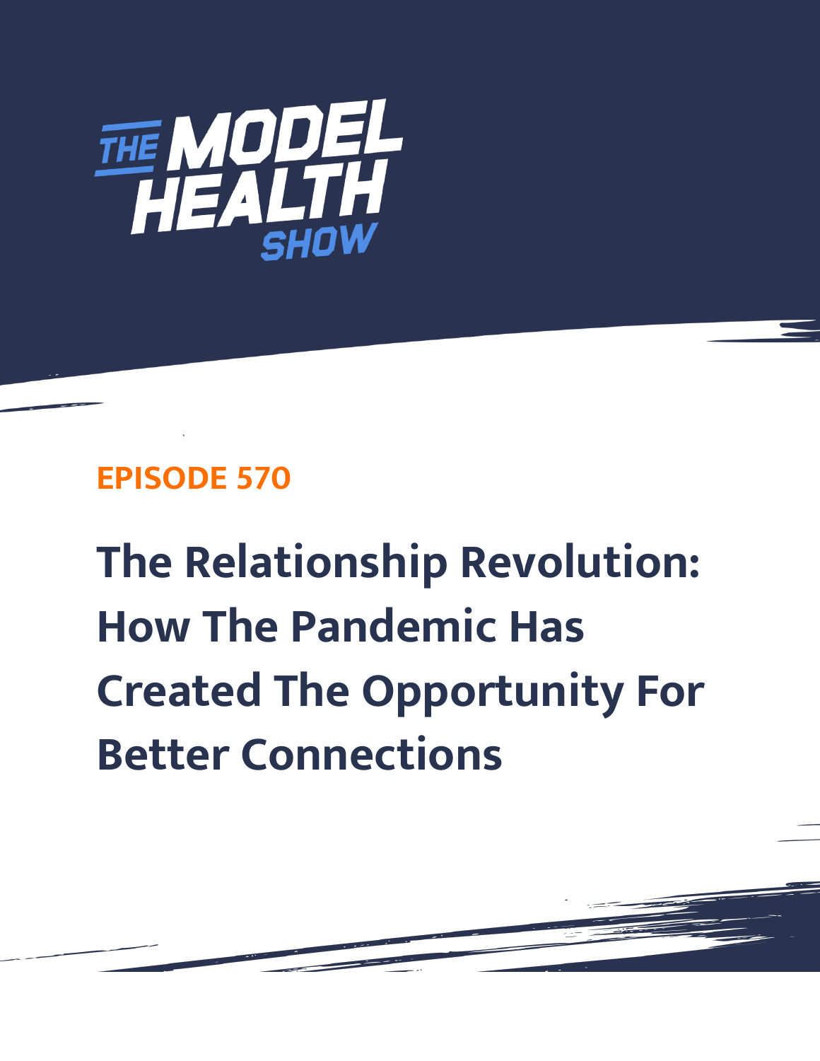THE MODEL HEALTH SHOW

**EPISODE 570**

# The Relationship Revolution: How The Pandemic Has Created The Opportunity For Better Connections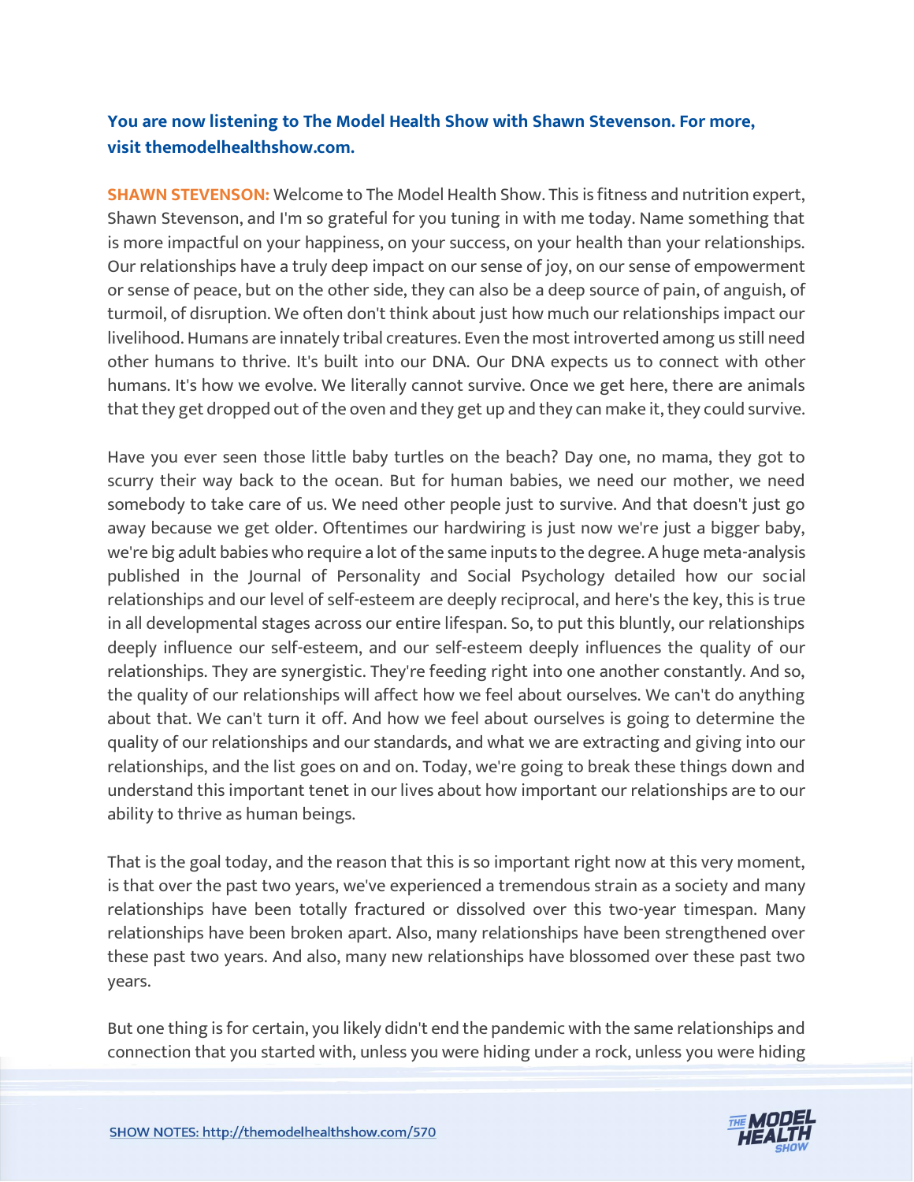**You are now listening to The Model Health Show with Shawn Stevenson. For more, visit themodelhealthshow.com.**

**SHAWN STEVENSON:** Welcome to The Model Health Show. This is fitness and nutrition expert, Shawn Stevenson, and I'm so grateful for you tuning in with me today. Name something that is more impactful on your happiness, on your success, on your health than your relationships. Our relationships have a truly deep impact on our sense of joy, on our sense of empowerment or sense of peace, but on the other side, they can also be a deep source of pain, of anguish, of turmoil, of disruption. We often don't think about just how much our relationships impact our livelihood. Humans are innately tribal creatures. Even the most introverted among us still need other humans to thrive. It's built into our DNA. Our DNA expects us to connect with other humans. It's how we evolve. We literally cannot survive. Once we get here, there are animals that they get dropped out of the oven and they get up and they can make it, they could survive.

Have you ever seen those little baby turtles on the beach? Day one, no mama, they got to scurry their way back to the ocean. But for human babies, we need our mother, we need somebody to take care of us. We need other people just to survive. And that doesn't just go away because we get older. Oftentimes our hardwiring is just now we're just a bigger baby, we're big adult babies who require a lot of the same inputs to the degree. A huge meta-analysis published in the Journal of Personality and Social Psychology detailed how our social relationships and our level of self-esteem are deeply reciprocal, and here's the key, this is true in all developmental stages across our entire lifespan. So, to put this bluntly, our relationships deeply influence our self-esteem, and our self-esteem deeply influences the quality of our relationships. They are synergistic. They're feeding right into one another constantly. And so, the quality of our relationships will affect how we feel about ourselves. We can't do anything about that. We can't turn it off. And how we feel about ourselves is going to determine the quality of our relationships and our standards, and what we are extracting and giving into our relationships, and the list goes on and on. Today, we're going to break these things down and understand this important tenet in our lives about how important our relationships are to our ability to thrive as human beings.

That is the goal today, and the reason that this is so important right now at this very moment, is that over the past two years, we've experienced a tremendous strain as a society and many relationships have been totally fractured or dissolved over this two-year timespan. Many relationships have been broken apart. Also, many relationships have been strengthened over these past two years. And also, many new relationships have blossomed over these past two years.

But one thing is for certain, you likely didn't end the pandemic with the same relationships and connection that you started with, unless you were hiding under a rock, unless you were hiding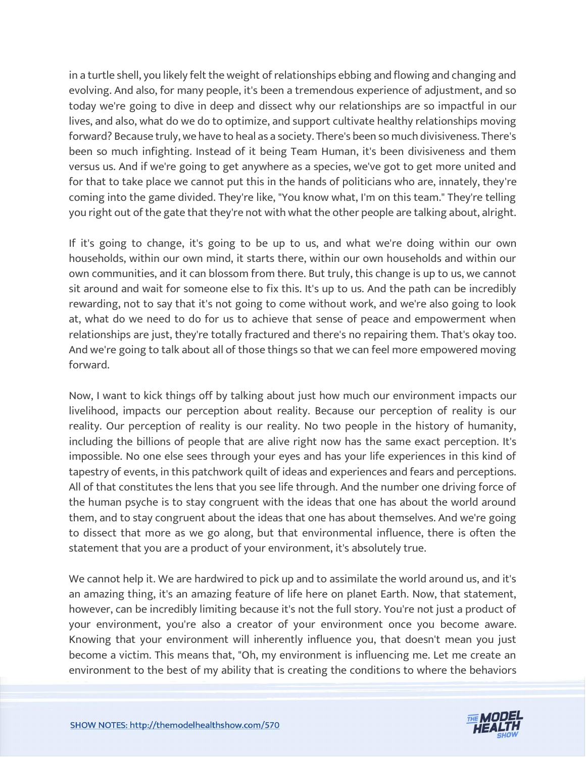in a turtle shell, you likely felt the weight of relationships ebbing and flowing and changing and evolving. And also, for many people, it's been a tremendous experience of adjustment, and so today we're going to dive in deep and dissect why our relationships are so impactful in our lives, and also, what do we do to optimize, and support cultivate healthy relationships moving forward? Because truly, we have to heal as a society. There's been so much divisiveness. There's been so much infighting. Instead of it being Team Human, it's been divisiveness and them versus us. And if we're going to get anywhere as a species, we've got to get more united and for that to take place we cannot put this in the hands of politicians who are, innately, they're coming into the game divided. They're like, "You know what, I'm on this team." They're telling you right out of the gate that they're not with what the other people are talking about, alright.

If it's going to change, it's going to be up to us, and what we're doing within our own households, within our own mind, it starts there, within our own households and within our own communities, and it can blossom from there. But truly, this change is up to us, we cannot sit around and wait for someone else to fix this. It's up to us. And the path can be incredibly rewarding, not to say that it's not going to come without work, and we're also going to look at, what do we need to do for us to achieve that sense of peace and empowerment when relationships are just, they're totally fractured and there's no repairing them. That's okay too. And we're going to talk about all of those things so that we can feel more empowered moving forward.

Now, I want to kick things off by talking about just how much our environment impacts our livelihood, impacts our perception about reality. Because our perception of reality is our reality. Our perception of reality is our reality. No two people in the history of humanity, including the billions of people that are alive right now has the same exact perception. It's impossible. No one else sees through your eyes and has your life experiences in this kind of tapestry of events, in this patchwork quilt of ideas and experiences and fears and perceptions. All of that constitutes the lens that you see life through. And the number one driving force of the human psyche is to stay congruent with the ideas that one has about the world around them, and to stay congruent about the ideas that one has about themselves. And we're going to dissect that more as we go along, but that environmental influence, there is often the statement that you are a product of your environment, it's absolutely true.

We cannot help it. We are hardwired to pick up and to assimilate the world around us, and it's an amazing thing, it's an amazing feature of life here on planet Earth. Now, that statement, however, can be incredibly limiting because it's not the full story. You're not just a product of your environment, you're also a creator of your environment once you become aware. Knowing that your environment will inherently influence you, that doesn't mean you just become a victim. This means that, "Oh, my environment is influencing me. Let me create an environment to the best of my ability that is creating the conditions to where the behaviors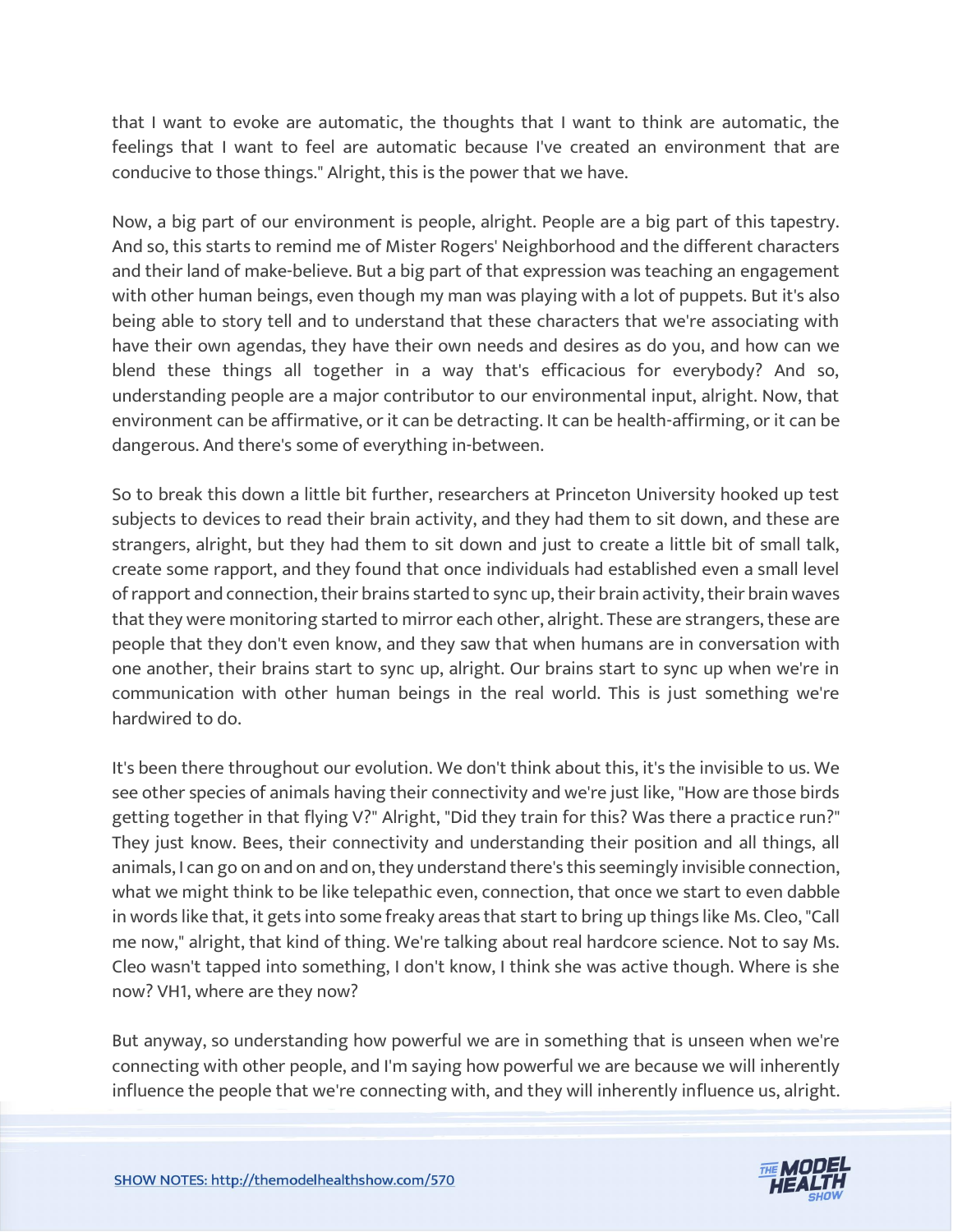that I want to evoke are automatic, the thoughts that I want to think are automatic, the feelings that I want to feel are automatic because I've created an environment that are conducive to those things." Alright, this is the power that we have.

Now, a big part of our environment is people, alright. People are a big part of this tapestry. And so, this starts to remind me of Mister Rogers' Neighborhood and the different characters and their land of make-believe. But a big part of that expression was teaching an engagement with other human beings, even though my man was playing with a lot of puppets. But it's also being able to story tell and to understand that these characters that we're associating with have their own agendas, they have their own needs and desires as do you, and how can we blend these things all together in a way that's efficacious for everybody? And so, understanding people are a major contributor to our environmental input, alright. Now, that environment can be affirmative, or it can be detracting. It can be health-affirming, or it can be dangerous. And there's some of everything in-between.

So to break this down a little bit further, researchers at Princeton University hooked up test subjects to devices to read their brain activity, and they had them to sit down, and these are strangers, alright, but they had them to sit down and just to create a little bit of small talk, create some rapport, and they found that once individuals had established even a small level of rapport and connection, their brains started to sync up, their brain activity, their brain waves that they were monitoring started to mirror each other, alright. These are strangers, these are people that they don't even know, and they saw that when humans are in conversation with one another, their brains start to sync up, alright. Our brains start to sync up when we're in communication with other human beings in the real world. This is just something we're hardwired to do.

It's been there throughout our evolution. We don't think about this, it's the invisible to us. We see other species of animals having their connectivity and we're just like, "How are those birds getting together in that flying V?" Alright, "Did they train for this? Was there a practice run?" They just know. Bees, their connectivity and understanding their position and all things, all animals, I can go on and on and on, they understand there's this seemingly invisible connection, what we might think to be like telepathic even, connection, that once we start to even dabble in words like that, it gets into some freaky areas that start to bring up things like Ms. Cleo, "Call me now," alright, that kind of thing. We're talking about real hardcore science. Not to say Ms. Cleo wasn't tapped into something, I don't know, I think she was active though. Where is she now? VH1, where are they now?

But anyway, so understanding how powerful we are in something that is unseen when we're connecting with other people, and I'm saying how powerful we are because we will inherently influence the people that we're connecting with, and they will inherently influence us, alright.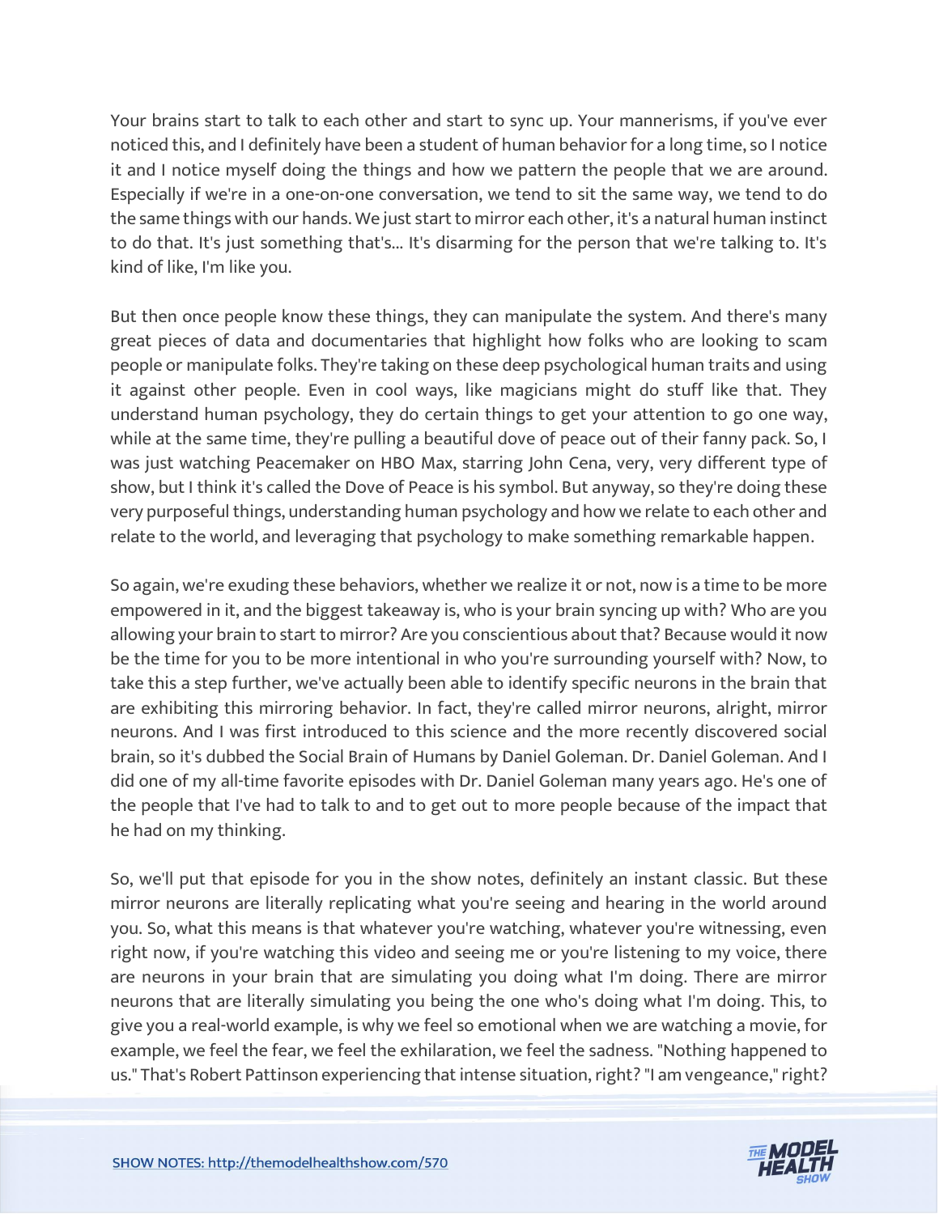Your brains start to talk to each other and start to sync up. Your mannerisms, if you've ever noticed this, and I definitely have been a student of human behavior for a long time, so I notice it and I notice myself doing the things and how we pattern the people that we are around. Especially if we're in a one-on-one conversation, we tend to sit the same way, we tend to do the same things with our hands. We just start to mirror each other, it's a natural human instinct to do that. It's just something that's... It's disarming for the person that we're talking to. It's kind of like, I'm like you.

But then once people know these things, they can manipulate the system. And there's many great pieces of data and documentaries that highlight how folks who are looking to scam people or manipulate folks. They're taking on these deep psychological human traits and using it against other people. Even in cool ways, like magicians might do stuff like that. They understand human psychology, they do certain things to get your attention to go one way, while at the same time, they're pulling a beautiful dove of peace out of their fanny pack. So, I was just watching Peacemaker on HBO Max, starring John Cena, very, very different type of show, but I think it's called the Dove of Peace is his symbol. But anyway, so they're doing these very purposeful things, understanding human psychology and how we relate to each other and relate to the world, and leveraging that psychology to make something remarkable happen.

So again, we're exuding these behaviors, whether we realize it or not, now is a time to be more empowered in it, and the biggest takeaway is, who is your brain syncing up with? Who are you allowing your brain to start to mirror? Are you conscientious about that? Because would it now be the time for you to be more intentional in who you're surrounding yourself with? Now, to take this a step further, we've actually been able to identify specific neurons in the brain that are exhibiting this mirroring behavior. In fact, they're called mirror neurons, alright, mirror neurons. And I was first introduced to this science and the more recently discovered social brain, so it's dubbed the Social Brain of Humans by Daniel Goleman. Dr. Daniel Goleman. And I did one of my all-time favorite episodes with Dr. Daniel Goleman many years ago. He's one of the people that I've had to talk to and to get out to more people because of the impact that he had on my thinking.

So, we'll put that episode for you in the show notes, definitely an instant classic. But these mirror neurons are literally replicating what you're seeing and hearing in the world around you. So, what this means is that whatever you're watching, whatever you're witnessing, even right now, if you're watching this video and seeing me or you're listening to my voice, there are neurons in your brain that are simulating you doing what I'm doing. There are mirror neurons that are literally simulating you being the one who's doing what I'm doing. This, to give you a real-world example, is why we feel so emotional when we are watching a movie, for example, we feel the fear, we feel the exhilaration, we feel the sadness. "Nothing happened to us." That's Robert Pattinson experiencing that intense situation, right? "I am vengeance," right?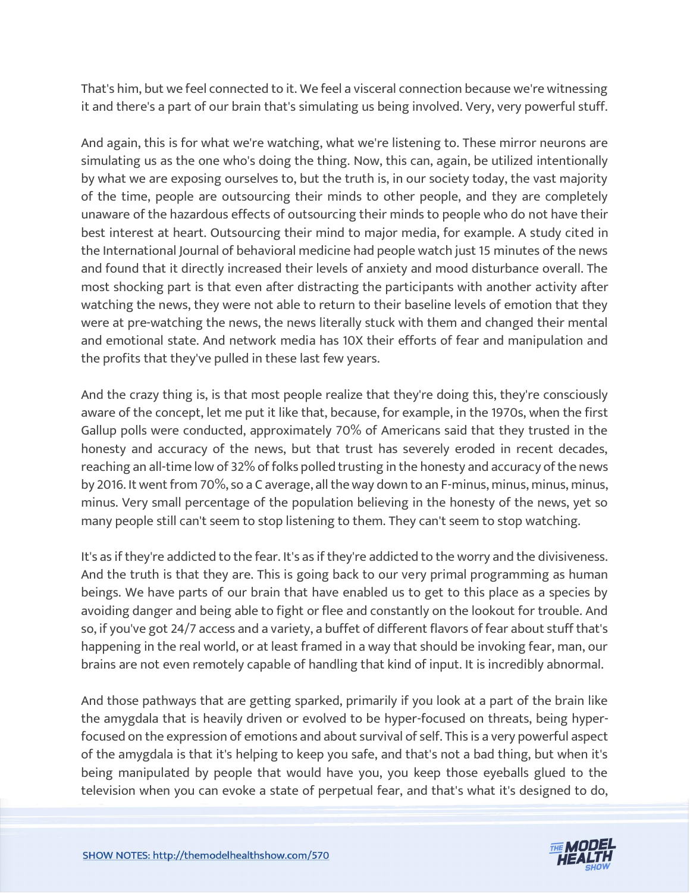That's him, but we feel connected to it. We feel a visceral connection because we're witnessing it and there's a part of our brain that's simulating us being involved. Very, very powerful stuff.

And again, this is for what we're watching, what we're listening to. These mirror neurons are simulating us as the one who's doing the thing. Now, this can, again, be utilized intentionally by what we are exposing ourselves to, but the truth is, in our society today, the vast majority of the time, people are outsourcing their minds to other people, and they are completely unaware of the hazardous effects of outsourcing their minds to people who do not have their best interest at heart. Outsourcing their mind to major media, for example. A study cited in the International Journal of behavioral medicine had people watch just 15 minutes of the news and found that it directly increased their levels of anxiety and mood disturbance overall. The most shocking part is that even after distracting the participants with another activity after watching the news, they were not able to return to their baseline levels of emotion that they were at pre-watching the news, the news literally stuck with them and changed their mental and emotional state. And network media has 10X their efforts of fear and manipulation and the profits that they've pulled in these last few years.

And the crazy thing is, is that most people realize that they're doing this, they're consciously aware of the concept, let me put it like that, because, for example, in the 1970s, when the first Gallup polls were conducted, approximately 70% of Americans said that they trusted in the honesty and accuracy of the news, but that trust has severely eroded in recent decades, reaching an all-time low of 32% of folks polled trusting in the honesty and accuracy of the news by 2016. It went from 70%, so a C average, all the way down to an F-minus, minus, minus, minus, minus. Very small percentage of the population believing in the honesty of the news, yet so many people still can't seem to stop listening to them. They can't seem to stop watching.

It's as if they're addicted to the fear. It's as if they're addicted to the worry and the divisiveness. And the truth is that they are. This is going back to our very primal programming as human beings. We have parts of our brain that have enabled us to get to this place as a species by avoiding danger and being able to fight or flee and constantly on the lookout for trouble. And so, if you've got 24/7 access and a variety, a buffet of different flavors of fear about stuff that's happening in the real world, or at least framed in a way that should be invoking fear, man, our brains are not even remotely capable of handling that kind of input. It is incredibly abnormal.

And those pathways that are getting sparked, primarily if you look at a part of the brain like the amygdala that is heavily driven or evolved to be hyper-focused on threats, being hyper-focused on the expression of emotions and about survival of self. This is a very powerful aspect of the amygdala is that it's helping to keep you safe, and that's not a bad thing, but when it's being manipulated by people that would have you, you keep those eyeballs glued to the television when you can evoke a state of perpetual fear, and that's what it's designed to do,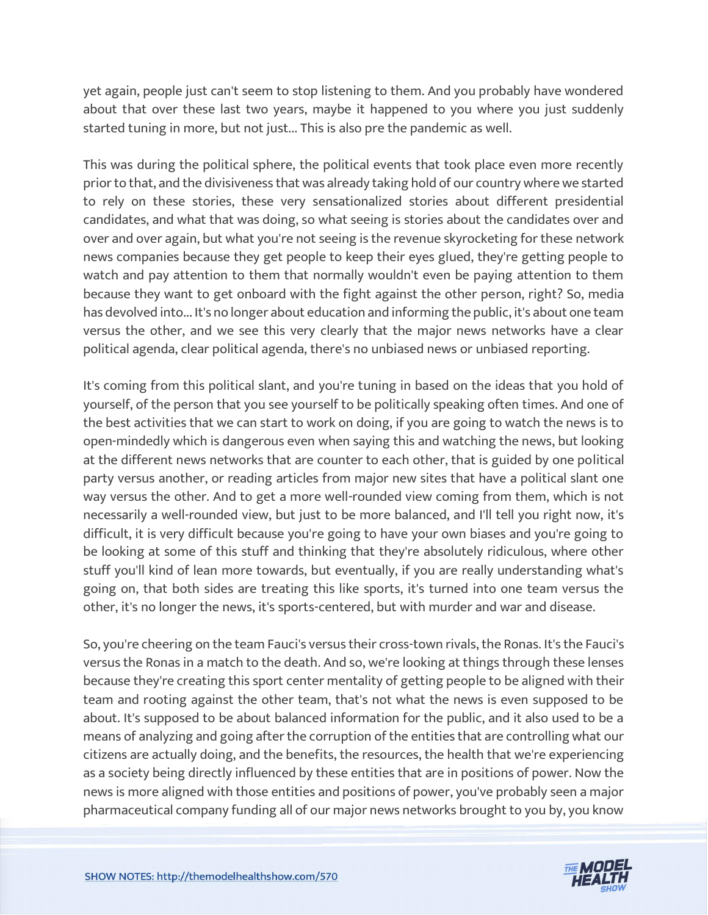yet again, people just can't seem to stop listening to them. And you probably have wondered about that over these last two years, maybe it happened to you where you just suddenly started tuning in more, but not just... This is also pre the pandemic as well.

This was during the political sphere, the political events that took place even more recently prior to that, and the divisiveness that was already taking hold of our country where we started to rely on these stories, these very sensationalized stories about different presidential candidates, and what that was doing, so what seeing is stories about the candidates over and over and over again, but what you're not seeing is the revenue skyrocketing for these network news companies because they get people to keep their eyes glued, they're getting people to watch and pay attention to them that normally wouldn't even be paying attention to them because they want to get onboard with the fight against the other person, right? So, media has devolved into... It's no longer about education and informing the public, it's about one team versus the other, and we see this very clearly that the major news networks have a clear political agenda, clear political agenda, there's no unbiased news or unbiased reporting.

It's coming from this political slant, and you're tuning in based on the ideas that you hold of yourself, of the person that you see yourself to be politically speaking often times. And one of the best activities that we can start to work on doing, if you are going to watch the news is to open-mindedly which is dangerous even when saying this and watching the news, but looking at the different news networks that are counter to each other, that is guided by one political party versus another, or reading articles from major new sites that have a political slant one way versus the other. And to get a more well-rounded view coming from them, which is not necessarily a well-rounded view, but just to be more balanced, and I'll tell you right now, it's difficult, it is very difficult because you're going to have your own biases and you're going to be looking at some of this stuff and thinking that they're absolutely ridiculous, where other stuff you'll kind of lean more towards, but eventually, if you are really understanding what's going on, that both sides are treating this like sports, it's turned into one team versus the other, it's no longer the news, it's sports-centered, but with murder and war and disease.

So, you're cheering on the team Fauci's versus their cross-town rivals, the Ronas. It's the Fauci's versus the Ronas in a match to the death. And so, we're looking at things through these lenses because they're creating this sport center mentality of getting people to be aligned with their team and rooting against the other team, that's not what the news is even supposed to be about. It's supposed to be about balanced information for the public, and it also used to be a means of analyzing and going after the corruption of the entities that are controlling what our citizens are actually doing, and the benefits, the resources, the health that we're experiencing as a society being directly influenced by these entities that are in positions of power. Now the news is more aligned with those entities and positions of power, you've probably seen a major pharmaceutical company funding all of our major news networks brought to you by, you know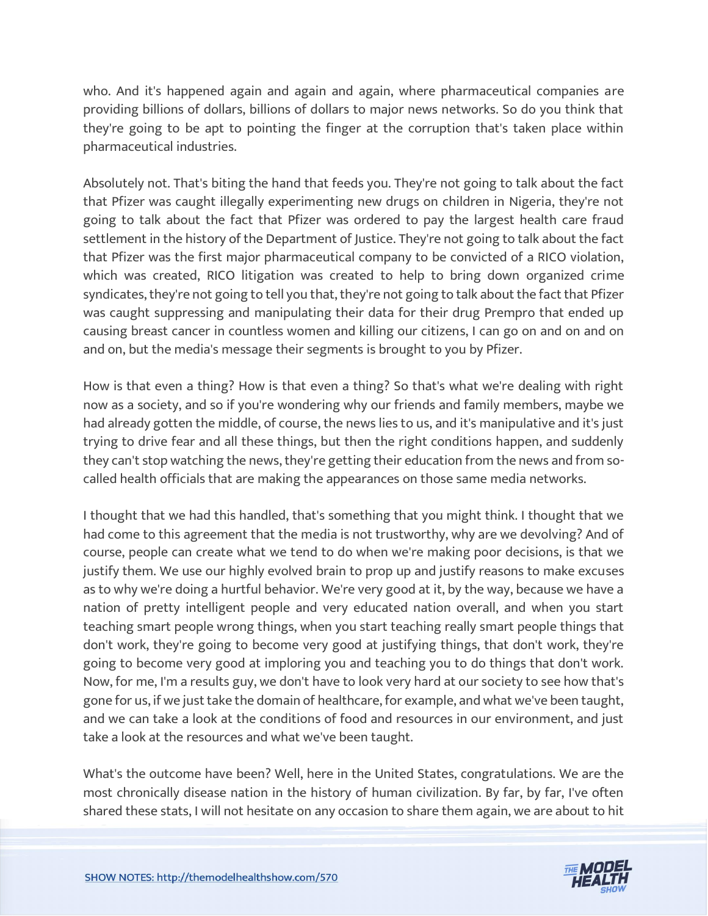who. And it's happened again and again and again, where pharmaceutical companies are providing billions of dollars, billions of dollars to major news networks. So do you think that they're going to be apt to pointing the finger at the corruption that's taken place within pharmaceutical industries.

Absolutely not. That's biting the hand that feeds you. They're not going to talk about the fact that Pfizer was caught illegally experimenting new drugs on children in Nigeria, they're not going to talk about the fact that Pfizer was ordered to pay the largest health care fraud settlement in the history of the Department of Justice. They're not going to talk about the fact that Pfizer was the first major pharmaceutical company to be convicted of a RICO violation, which was created, RICO litigation was created to help to bring down organized crime syndicates, they're not going to tell you that, they're not going to talk about the fact that Pfizer was caught suppressing and manipulating their data for their drug Prempro that ended up causing breast cancer in countless women and killing our citizens, I can go on and on and on and on, but the media's message their segments is brought to you by Pfizer.

How is that even a thing? How is that even a thing? So that's what we're dealing with right now as a society, and so if you're wondering why our friends and family members, maybe we had already gotten the middle, of course, the news lies to us, and it's manipulative and it's just trying to drive fear and all these things, but then the right conditions happen, and suddenly they can't stop watching the news, they're getting their education from the news and from so-called health officials that are making the appearances on those same media networks.

I thought that we had this handled, that's something that you might think. I thought that we had come to this agreement that the media is not trustworthy, why are we devolving? And of course, people can create what we tend to do when we're making poor decisions, is that we justify them. We use our highly evolved brain to prop up and justify reasons to make excuses as to why we're doing a hurtful behavior. We're very good at it, by the way, because we have a nation of pretty intelligent people and very educated nation overall, and when you start teaching smart people wrong things, when you start teaching really smart people things that don't work, they're going to become very good at justifying things, that don't work, they're going to become very good at imploring you and teaching you to do things that don't work. Now, for me, I'm a results guy, we don't have to look very hard at our society to see how that's gone for us, if we just take the domain of healthcare, for example, and what we've been taught, and we can take a look at the conditions of food and resources in our environment, and just take a look at the resources and what we've been taught.

What's the outcome have been? Well, here in the United States, congratulations. We are the most chronically disease nation in the history of human civilization. By far, by far, I've often shared these stats, I will not hesitate on any occasion to share them again, we are about to hit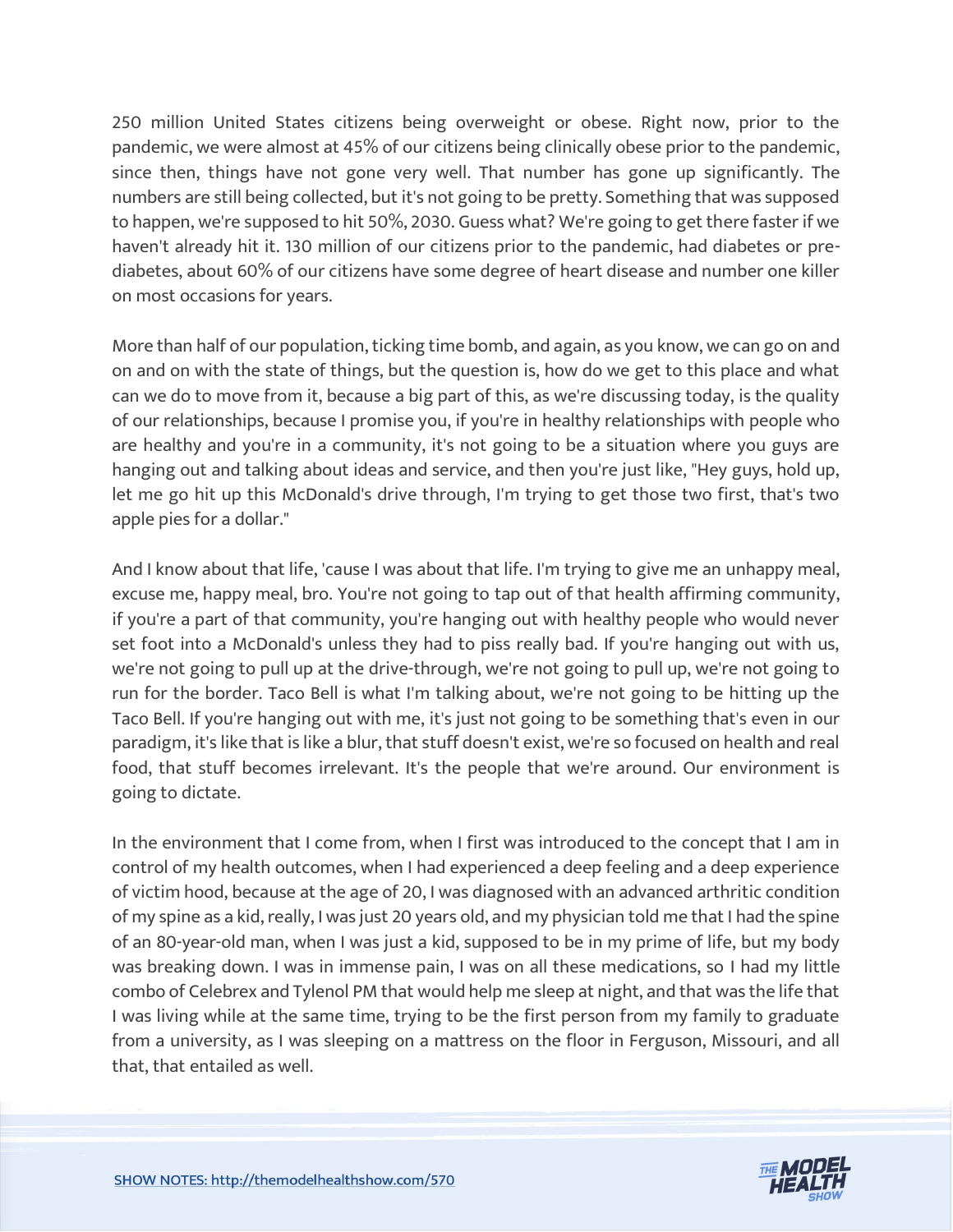250 million United States citizens being overweight or obese. Right now, prior to the pandemic, we were almost at 45% of our citizens being clinically obese prior to the pandemic, since then, things have not gone very well. That number has gone up significantly. The numbers are still being collected, but it's not going to be pretty. Something that was supposed to happen, we're supposed to hit 50%, 2030. Guess what? We're going to get there faster if we haven't already hit it. 130 million of our citizens prior to the pandemic, had diabetes or pre-diabetes, about 60% of our citizens have some degree of heart disease and number one killer on most occasions for years.

More than half of our population, ticking time bomb, and again, as you know, we can go on and on and on with the state of things, but the question is, how do we get to this place and what can we do to move from it, because a big part of this, as we're discussing today, is the quality of our relationships, because I promise you, if you're in healthy relationships with people who are healthy and you're in a community, it's not going to be a situation where you guys are hanging out and talking about ideas and service, and then you're just like, "Hey guys, hold up, let me go hit up this McDonald's drive through, I'm trying to get those two first, that's two apple pies for a dollar."

And I know about that life, 'cause I was about that life. I'm trying to give me an unhappy meal, excuse me, happy meal, bro. You're not going to tap out of that health affirming community, if you're a part of that community, you're hanging out with healthy people who would never set foot into a McDonald's unless they had to piss really bad. If you're hanging out with us, we're not going to pull up at the drive-through, we're not going to pull up, we're not going to run for the border. Taco Bell is what I'm talking about, we're not going to be hitting up the Taco Bell. If you're hanging out with me, it's just not going to be something that's even in our paradigm, it's like that is like a blur, that stuff doesn't exist, we're so focused on health and real food, that stuff becomes irrelevant. It's the people that we're around. Our environment is going to dictate.

In the environment that I come from, when I first was introduced to the concept that I am in control of my health outcomes, when I had experienced a deep feeling and a deep experience of victim hood, because at the age of 20, I was diagnosed with an advanced arthritic condition of my spine as a kid, really, I was just 20 years old, and my physician told me that I had the spine of an 80-year-old man, when I was just a kid, supposed to be in my prime of life, but my body was breaking down. I was in immense pain, I was on all these medications, so I had my little combo of Celebrex and Tylenol PM that would help me sleep at night, and that was the life that I was living while at the same time, trying to be the first person from my family to graduate from a university, as I was sleeping on a mattress on the floor in Ferguson, Missouri, and all that, that entailed as well.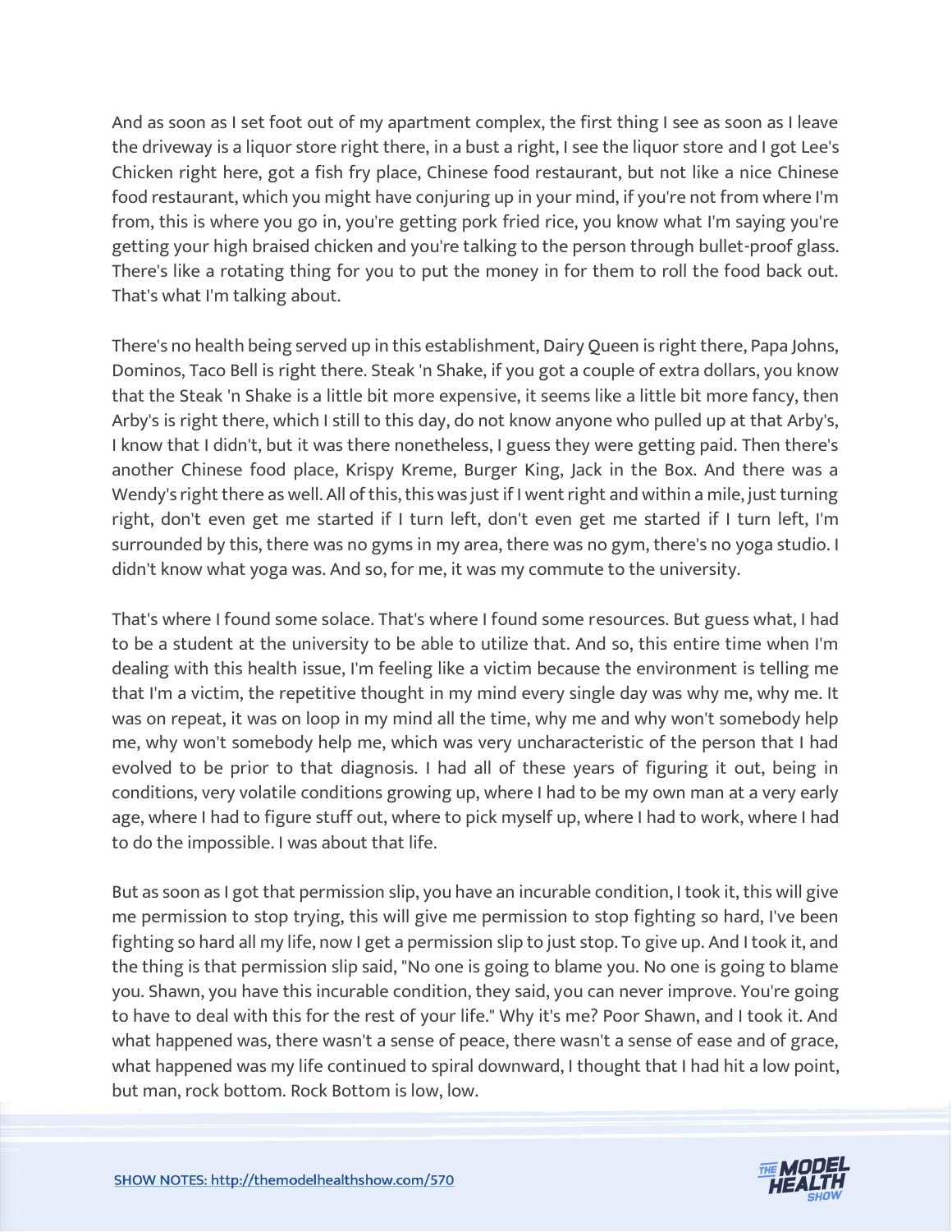And as soon as I set foot out of my apartment complex, the first thing I see as soon as I leave the driveway is a liquor store right there, in a bust a right, I see the liquor store and I got Lee's Chicken right here, got a fish fry place, Chinese food restaurant, but not like a nice Chinese food restaurant, which you might have conjuring up in your mind, if you're not from where I'm from, this is where you go in, you're getting pork fried rice, you know what I'm saying you're getting your high braised chicken and you're talking to the person through bullet-proof glass. There's like a rotating thing for you to put the money in for them to roll the food back out. That's what I'm talking about.

There's no health being served up in this establishment, Dairy Queen is right there, Papa Johns, Dominos, Taco Bell is right there. Steak 'n Shake, if you got a couple of extra dollars, you know that the Steak 'n Shake is a little bit more expensive, it seems like a little bit more fancy, then Arby's is right there, which I still to this day, do not know anyone who pulled up at that Arby's, I know that I didn't, but it was there nonetheless, I guess they were getting paid. Then there's another Chinese food place, Krispy Kreme, Burger King, Jack in the Box. And there was a Wendy's right there as well. All of this, this was just if I went right and within a mile, just turning right, don't even get me started if I turn left, don't even get me started if I turn left, I'm surrounded by this, there was no gyms in my area, there was no gym, there's no yoga studio. I didn't know what yoga was. And so, for me, it was my commute to the university.

That's where I found some solace. That's where I found some resources. But guess what, I had to be a student at the university to be able to utilize that. And so, this entire time when I'm dealing with this health issue, I'm feeling like a victim because the environment is telling me that I'm a victim, the repetitive thought in my mind every single day was why me, why me. It was on repeat, it was on loop in my mind all the time, why me and why won't somebody help me, why won't somebody help me, which was very uncharacteristic of the person that I had evolved to be prior to that diagnosis. I had all of these years of figuring it out, being in conditions, very volatile conditions growing up, where I had to be my own man at a very early age, where I had to figure stuff out, where to pick myself up, where I had to work, where I had to do the impossible. I was about that life.

But as soon as I got that permission slip, you have an incurable condition, I took it, this will give me permission to stop trying, this will give me permission to stop fighting so hard, I've been fighting so hard all my life, now I get a permission slip to just stop. To give up. And I took it, and the thing is that permission slip said, "No one is going to blame you. No one is going to blame you. Shawn, you have this incurable condition, they said, you can never improve. You're going to have to deal with this for the rest of your life." Why it's me? Poor Shawn, and I took it. And what happened was, there wasn't a sense of peace, there wasn't a sense of ease and of grace, what happened was my life continued to spiral downward, I thought that I had hit a low point, but man, rock bottom. Rock Bottom is low, low.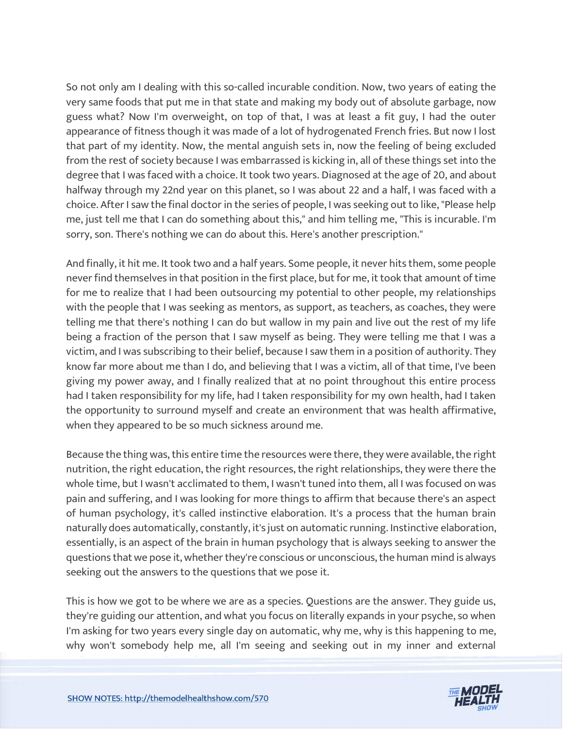So not only am I dealing with this so-called incurable condition. Now, two years of eating the very same foods that put me in that state and making my body out of absolute garbage, now guess what? Now I'm overweight, on top of that, I was at least a fit guy, I had the outer appearance of fitness though it was made of a lot of hydrogenated French fries. But now I lost that part of my identity. Now, the mental anguish sets in, now the feeling of being excluded from the rest of society because I was embarrassed is kicking in, all of these things set into the degree that I was faced with a choice. It took two years. Diagnosed at the age of 20, and about halfway through my 22nd year on this planet, so I was about 22 and a half, I was faced with a choice. After I saw the final doctor in the series of people, I was seeking out to like, "Please help me, just tell me that I can do something about this," and him telling me, "This is incurable. I'm sorry, son. There's nothing we can do about this. Here's another prescription."

And finally, it hit me. It took two and a half years. Some people, it never hits them, some people never find themselves in that position in the first place, but for me, it took that amount of time for me to realize that I had been outsourcing my potential to other people, my relationships with the people that I was seeking as mentors, as support, as teachers, as coaches, they were telling me that there's nothing I can do but wallow in my pain and live out the rest of my life being a fraction of the person that I saw myself as being. They were telling me that I was a victim, and I was subscribing to their belief, because I saw them in a position of authority. They know far more about me than I do, and believing that I was a victim, all of that time, I've been giving my power away, and I finally realized that at no point throughout this entire process had I taken responsibility for my life, had I taken responsibility for my own health, had I taken the opportunity to surround myself and create an environment that was health affirmative, when they appeared to be so much sickness around me.

Because the thing was, this entire time the resources were there, they were available, the right nutrition, the right education, the right resources, the right relationships, they were there the whole time, but I wasn't acclimated to them, I wasn't tuned into them, all I was focused on was pain and suffering, and I was looking for more things to affirm that because there's an aspect of human psychology, it's called instinctive elaboration. It's a process that the human brain naturally does automatically, constantly, it's just on automatic running. Instinctive elaboration, essentially, is an aspect of the brain in human psychology that is always seeking to answer the questions that we pose it, whether they're conscious or unconscious, the human mind is always seeking out the answers to the questions that we pose it.

This is how we got to be where we are as a species. Questions are the answer. They guide us, they're guiding our attention, and what you focus on literally expands in your psyche, so when I'm asking for two years every single day on automatic, why me, why is this happening to me, why won't somebody help me, all I'm seeing and seeking out in my inner and external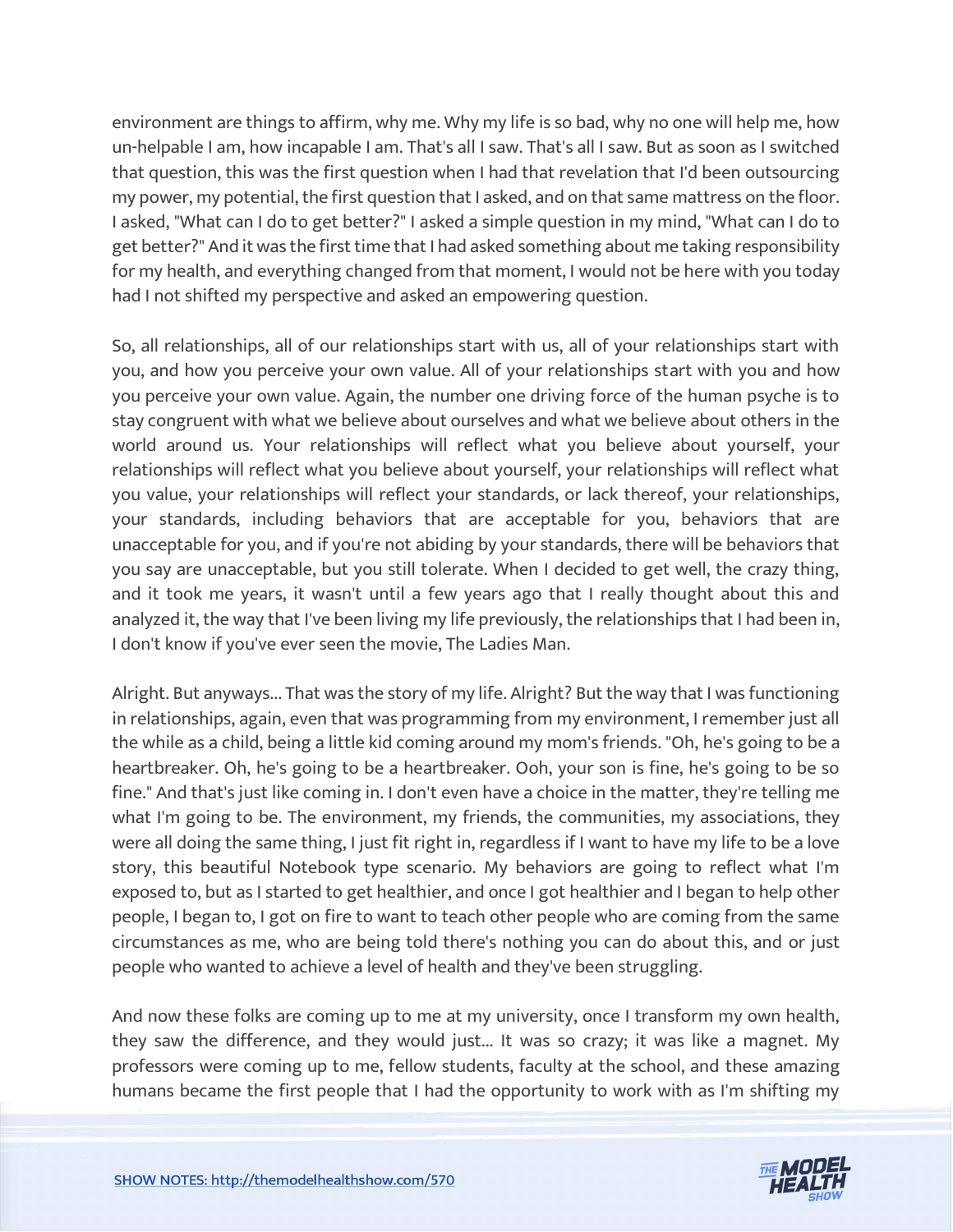environment are things to affirm, why me. Why my life is so bad, why no one will help me, how un-helpable I am, how incapable I am. That's all I saw. That's all I saw. But as soon as I switched that question, this was the first question when I had that revelation that I'd been outsourcing my power, my potential, the first question that I asked, and on that same mattress on the floor. I asked, "What can I do to get better?" I asked a simple question in my mind, "What can I do to get better?" And it was the first time that I had asked something about me taking responsibility for my health, and everything changed from that moment, I would not be here with you today had I not shifted my perspective and asked an empowering question.

So, all relationships, all of our relationships start with us, all of your relationships start with you, and how you perceive your own value. All of your relationships start with you and how you perceive your own value. Again, the number one driving force of the human psyche is to stay congruent with what we believe about ourselves and what we believe about others in the world around us. Your relationships will reflect what you believe about yourself, your relationships will reflect what you believe about yourself, your relationships will reflect what you value, your relationships will reflect your standards, or lack thereof, your relationships, your standards, including behaviors that are acceptable for you, behaviors that are unacceptable for you, and if you're not abiding by your standards, there will be behaviors that you say are unacceptable, but you still tolerate. When I decided to get well, the crazy thing, and it took me years, it wasn't until a few years ago that I really thought about this and analyzed it, the way that I've been living my life previously, the relationships that I had been in, I don't know if you've ever seen the movie, The Ladies Man.

Alright. But anyways... That was the story of my life. Alright? But the way that I was functioning in relationships, again, even that was programming from my environment, I remember just all the while as a child, being a little kid coming around my mom's friends. "Oh, he's going to be a heartbreaker. Oh, he's going to be a heartbreaker. Ooh, your son is fine, he's going to be so fine." And that's just like coming in. I don't even have a choice in the matter, they're telling me what I'm going to be. The environment, my friends, the communities, my associations, they were all doing the same thing, I just fit right in, regardless if I want to have my life to be a love story, this beautiful Notebook type scenario. My behaviors are going to reflect what I'm exposed to, but as I started to get healthier, and once I got healthier and I began to help other people, I began to, I got on fire to want to teach other people who are coming from the same circumstances as me, who are being told there's nothing you can do about this, and or just people who wanted to achieve a level of health and they've been struggling.

And now these folks are coming up to me at my university, once I transform my own health, they saw the difference, and they would just... It was so crazy; it was like a magnet. My professors were coming up to me, fellow students, faculty at the school, and these amazing humans became the first people that I had the opportunity to work with as I'm shifting my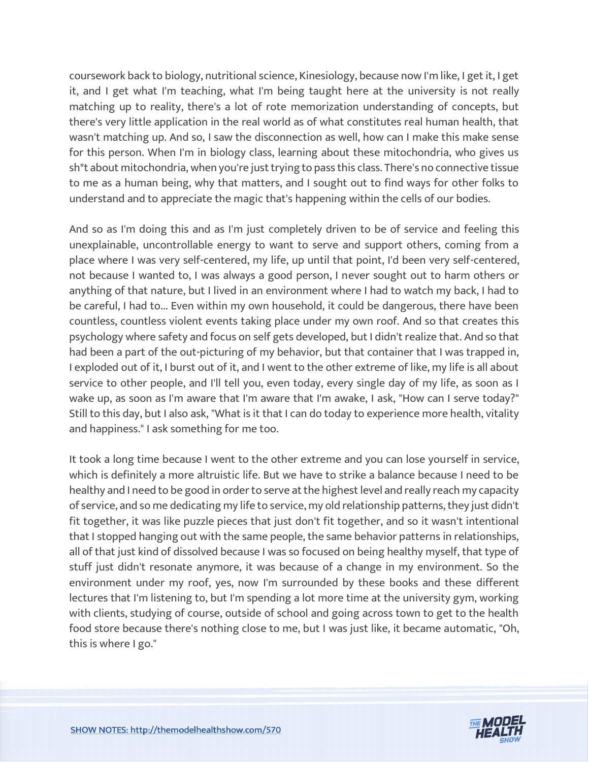coursework back to biology, nutritional science, Kinesiology, because now I'm like, I get it, I get it, and I get what I'm teaching, what I'm being taught here at the university is not really matching up to reality, there's a lot of rote memorization understanding of concepts, but there's very little application in the real world as of what constitutes real human health, that wasn't matching up. And so, I saw the disconnection as well, how can I make this make sense for this person. When I'm in biology class, learning about these mitochondria, who gives us sh*t about mitochondria, when you're just trying to pass this class. There's no connective tissue to me as a human being, why that matters, and I sought out to find ways for other folks to understand and to appreciate the magic that's happening within the cells of our bodies.

And so as I'm doing this and as I'm just completely driven to be of service and feeling this unexplainable, uncontrollable energy to want to serve and support others, coming from a place where I was very self-centered, my life, up until that point, I'd been very self-centered, not because I wanted to, I was always a good person, I never sought out to harm others or anything of that nature, but I lived in an environment where I had to watch my back, I had to be careful, I had to... Even within my own household, it could be dangerous, there have been countless, countless violent events taking place under my own roof. And so that creates this psychology where safety and focus on self gets developed, but I didn't realize that. And so that had been a part of the out-picturing of my behavior, but that container that I was trapped in, I exploded out of it, I burst out of it, and I went to the other extreme of like, my life is all about service to other people, and I'll tell you, even today, every single day of my life, as soon as I wake up, as soon as I'm aware that I'm aware that I'm awake, I ask, "How can I serve today?" Still to this day, but I also ask, "What is it that I can do today to experience more health, vitality and happiness." I ask something for me too.

It took a long time because I went to the other extreme and you can lose yourself in service, which is definitely a more altruistic life. But we have to strike a balance because I need to be healthy and I need to be good in order to serve at the highest level and really reach my capacity of service, and so me dedicating my life to service, my old relationship patterns, they just didn't fit together, it was like puzzle pieces that just don't fit together, and so it wasn't intentional that I stopped hanging out with the same people, the same behavior patterns in relationships, all of that just kind of dissolved because I was so focused on being healthy myself, that type of stuff just didn't resonate anymore, it was because of a change in my environment. So the environment under my roof, yes, now I'm surrounded by these books and these different lectures that I'm listening to, but I'm spending a lot more time at the university gym, working with clients, studying of course, outside of school and going across town to get to the health food store because there's nothing close to me, but I was just like, it became automatic, "Oh, this is where I go."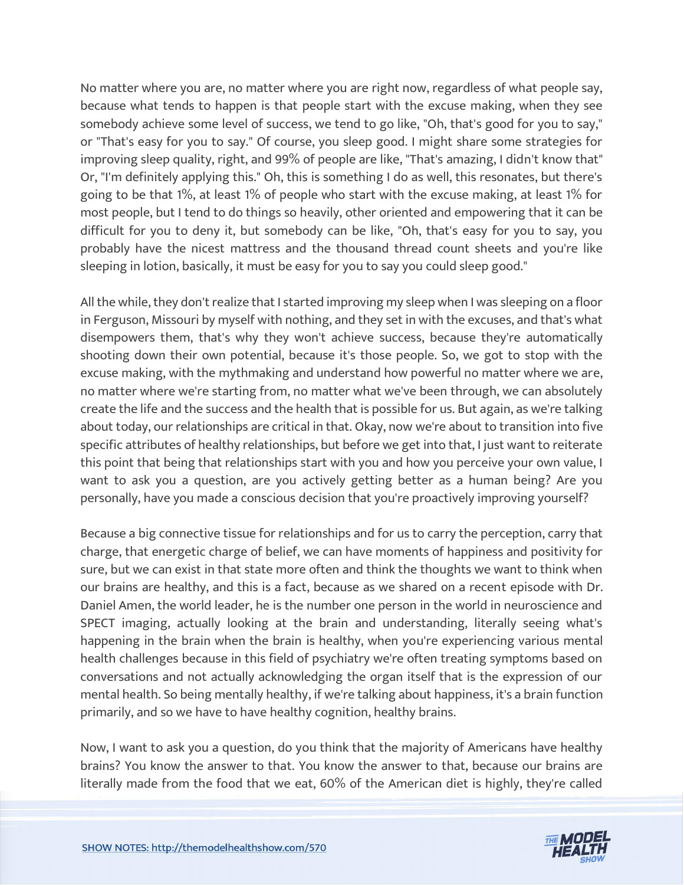No matter where you are, no matter where you are right now, regardless of what people say, because what tends to happen is that people start with the excuse making, when they see somebody achieve some level of success, we tend to go like, "Oh, that's good for you to say," or "That's easy for you to say." Of course, you sleep good. I might share some strategies for improving sleep quality, right, and 99% of people are like, "That's amazing, I didn't know that" Or, "I'm definitely applying this." Oh, this is something I do as well, this resonates, but there's going to be that 1%, at least 1% of people who start with the excuse making, at least 1% for most people, but I tend to do things so heavily, other oriented and empowering that it can be difficult for you to deny it, but somebody can be like, "Oh, that's easy for you to say, you probably have the nicest mattress and the thousand thread count sheets and you're like sleeping in lotion, basically, it must be easy for you to say you could sleep good."

All the while, they don't realize that I started improving my sleep when I was sleeping on a floor in Ferguson, Missouri by myself with nothing, and they set in with the excuses, and that's what disempowers them, that's why they won't achieve success, because they're automatically shooting down their own potential, because it's those people. So, we got to stop with the excuse making, with the mythmaking and understand how powerful no matter where we are, no matter where we're starting from, no matter what we've been through, we can absolutely create the life and the success and the health that is possible for us. But again, as we're talking about today, our relationships are critical in that. Okay, now we're about to transition into five specific attributes of healthy relationships, but before we get into that, I just want to reiterate this point that being that relationships start with you and how you perceive your own value, I want to ask you a question, are you actively getting better as a human being? Are you personally, have you made a conscious decision that you're proactively improving yourself?

Because a big connective tissue for relationships and for us to carry the perception, carry that charge, that energetic charge of belief, we can have moments of happiness and positivity for sure, but we can exist in that state more often and think the thoughts we want to think when our brains are healthy, and this is a fact, because as we shared on a recent episode with Dr. Daniel Amen, the world leader, he is the number one person in the world in neuroscience and SPECT imaging, actually looking at the brain and understanding, literally seeing what's happening in the brain when the brain is healthy, when you're experiencing various mental health challenges because in this field of psychiatry we're often treating symptoms based on conversations and not actually acknowledging the organ itself that is the expression of our mental health. So being mentally healthy, if we're talking about happiness, it's a brain function primarily, and so we have to have healthy cognition, healthy brains.

Now, I want to ask you a question, do you think that the majority of Americans have healthy brains? You know the answer to that. You know the answer to that, because our brains are literally made from the food that we eat, 60% of the American diet is highly, they're called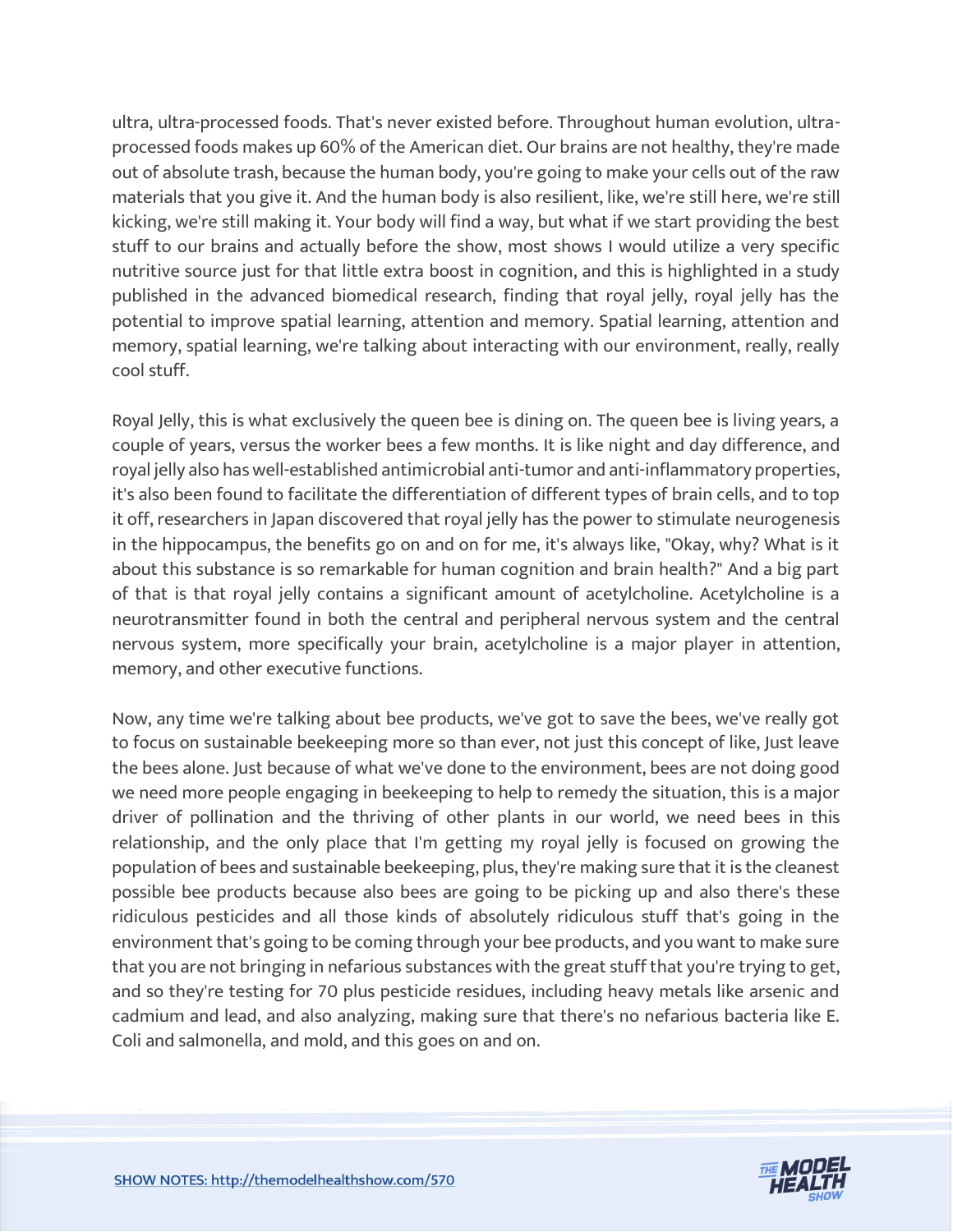ultra, ultra-processed foods. That's never existed before. Throughout human evolution, ultra-processed foods makes up 60% of the American diet. Our brains are not healthy, they're made out of absolute trash, because the human body, you're going to make your cells out of the raw materials that you give it. And the human body is also resilient, like, we're still here, we're still kicking, we're still making it. Your body will find a way, but what if we start providing the best stuff to our brains and actually before the show, most shows I would utilize a very specific nutritive source just for that little extra boost in cognition, and this is highlighted in a study published in the advanced biomedical research, finding that royal jelly, royal jelly has the potential to improve spatial learning, attention and memory. Spatial learning, attention and memory, spatial learning, we're talking about interacting with our environment, really, really cool stuff.

Royal Jelly, this is what exclusively the queen bee is dining on. The queen bee is living years, a couple of years, versus the worker bees a few months. It is like night and day difference, and royal jelly also has well-established antimicrobial anti-tumor and anti-inflammatory properties, it's also been found to facilitate the differentiation of different types of brain cells, and to top it off, researchers in Japan discovered that royal jelly has the power to stimulate neurogenesis in the hippocampus, the benefits go on and on for me, it's always like, "Okay, why? What is it about this substance is so remarkable for human cognition and brain health?" And a big part of that is that royal jelly contains a significant amount of acetylcholine. Acetylcholine is a neurotransmitter found in both the central and peripheral nervous system and the central nervous system, more specifically your brain, acetylcholine is a major player in attention, memory, and other executive functions.

Now, any time we're talking about bee products, we've got to save the bees, we've really got to focus on sustainable beekeeping more so than ever, not just this concept of like, Just leave the bees alone. Just because of what we've done to the environment, bees are not doing good we need more people engaging in beekeeping to help to remedy the situation, this is a major driver of pollination and the thriving of other plants in our world, we need bees in this relationship, and the only place that I'm getting my royal jelly is focused on growing the population of bees and sustainable beekeeping, plus, they're making sure that it is the cleanest possible bee products because also bees are going to be picking up and also there's these ridiculous pesticides and all those kinds of absolutely ridiculous stuff that's going in the environment that's going to be coming through your bee products, and you want to make sure that you are not bringing in nefarious substances with the great stuff that you're trying to get, and so they're testing for 70 plus pesticide residues, including heavy metals like arsenic and cadmium and lead, and also analyzing, making sure that there's no nefarious bacteria like E. Coli and salmonella, and mold, and this goes on and on.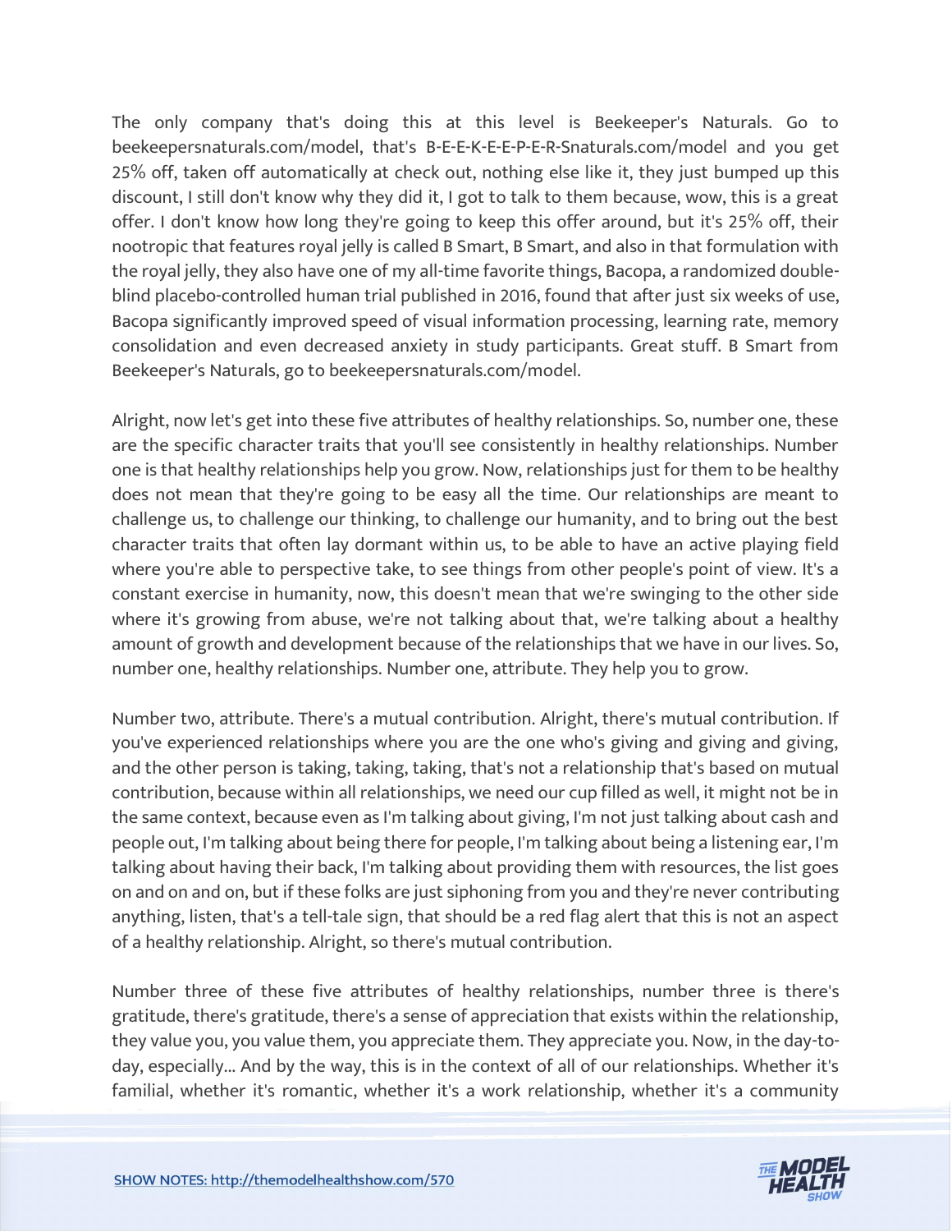The only company that's doing this at this level is Beekeeper's Naturals. Go to beekeepersnaturals.com/model, that's B-E-E-K-E-E-P-E-R-Snaturals.com/model and you get 25% off, taken off automatically at check out, nothing else like it, they just bumped up this discount, I still don't know why they did it, I got to talk to them because, wow, this is a great offer. I don't know how long they're going to keep this offer around, but it's 25% off, their nootropic that features royal jelly is called B Smart, B Smart, and also in that formulation with the royal jelly, they also have one of my all-time favorite things, Bacopa, a randomized double-blind placebo-controlled human trial published in 2016, found that after just six weeks of use, Bacopa significantly improved speed of visual information processing, learning rate, memory consolidation and even decreased anxiety in study participants. Great stuff. B Smart from Beekeeper's Naturals, go to beekeepersnaturals.com/model.

Alright, now let's get into these five attributes of healthy relationships. So, number one, these are the specific character traits that you'll see consistently in healthy relationships. Number one is that healthy relationships help you grow. Now, relationships just for them to be healthy does not mean that they're going to be easy all the time. Our relationships are meant to challenge us, to challenge our thinking, to challenge our humanity, and to bring out the best character traits that often lay dormant within us, to be able to have an active playing field where you're able to perspective take, to see things from other people's point of view. It's a constant exercise in humanity, now, this doesn't mean that we're swinging to the other side where it's growing from abuse, we're not talking about that, we're talking about a healthy amount of growth and development because of the relationships that we have in our lives. So, number one, healthy relationships. Number one, attribute. They help you to grow.

Number two, attribute. There's a mutual contribution. Alright, there's mutual contribution. If you've experienced relationships where you are the one who's giving and giving and giving, and the other person is taking, taking, taking, that's not a relationship that's based on mutual contribution, because within all relationships, we need our cup filled as well, it might not be in the same context, because even as I'm talking about giving, I'm not just talking about cash and people out, I'm talking about being there for people, I'm talking about being a listening ear, I'm talking about having their back, I'm talking about providing them with resources, the list goes on and on and on, but if these folks are just siphoning from you and they're never contributing anything, listen, that's a tell-tale sign, that should be a red flag alert that this is not an aspect of a healthy relationship. Alright, so there's mutual contribution.

Number three of these five attributes of healthy relationships, number three is there's gratitude, there's gratitude, there's a sense of appreciation that exists within the relationship, they value you, you value them, you appreciate them. They appreciate you. Now, in the day-to-day, especially... And by the way, this is in the context of all of our relationships. Whether it's familial, whether it's romantic, whether it's a work relationship, whether it's a community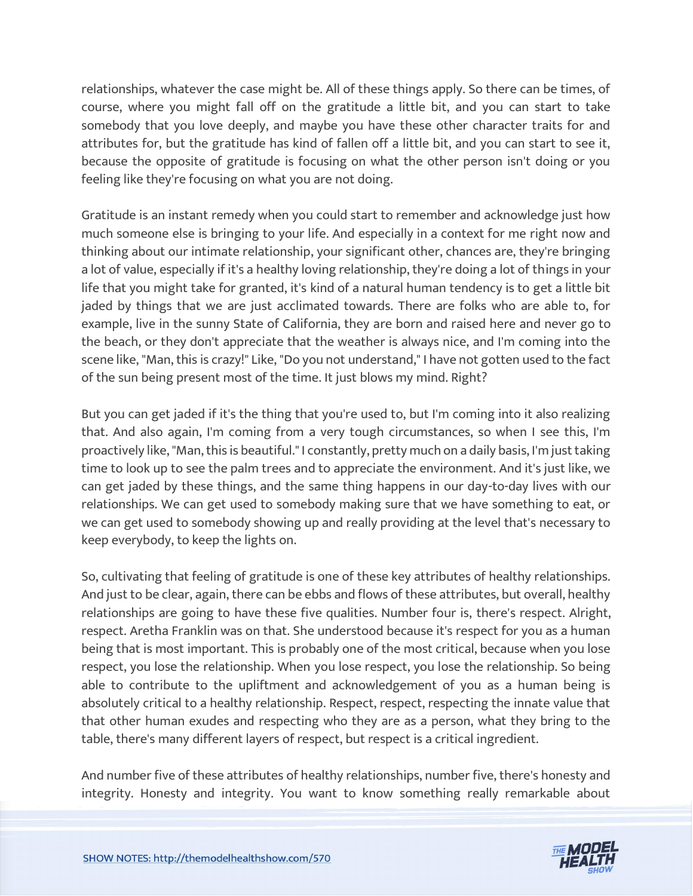relationships, whatever the case might be. All of these things apply. So there can be times, of course, where you might fall off on the gratitude a little bit, and you can start to take somebody that you love deeply, and maybe you have these other character traits for and attributes for, but the gratitude has kind of fallen off a little bit, and you can start to see it, because the opposite of gratitude is focusing on what the other person isn't doing or you feeling like they're focusing on what you are not doing.

Gratitude is an instant remedy when you could start to remember and acknowledge just how much someone else is bringing to your life. And especially in a context for me right now and thinking about our intimate relationship, your significant other, chances are, they're bringing a lot of value, especially if it's a healthy loving relationship, they're doing a lot of things in your life that you might take for granted, it's kind of a natural human tendency is to get a little bit jaded by things that we are just acclimated towards. There are folks who are able to, for example, live in the sunny State of California, they are born and raised here and never go to the beach, or they don't appreciate that the weather is always nice, and I'm coming into the scene like, "Man, this is crazy!" Like, "Do you not understand," I have not gotten used to the fact of the sun being present most of the time. It just blows my mind. Right?

But you can get jaded if it's the thing that you're used to, but I'm coming into it also realizing that. And also again, I'm coming from a very tough circumstances, so when I see this, I'm proactively like, "Man, this is beautiful." I constantly, pretty much on a daily basis, I'm just taking time to look up to see the palm trees and to appreciate the environment. And it's just like, we can get jaded by these things, and the same thing happens in our day-to-day lives with our relationships. We can get used to somebody making sure that we have something to eat, or we can get used to somebody showing up and really providing at the level that's necessary to keep everybody, to keep the lights on.

So, cultivating that feeling of gratitude is one of these key attributes of healthy relationships. And just to be clear, again, there can be ebbs and flows of these attributes, but overall, healthy relationships are going to have these five qualities. Number four is, there's respect. Alright, respect. Aretha Franklin was on that. She understood because it's respect for you as a human being that is most important. This is probably one of the most critical, because when you lose respect, you lose the relationship. When you lose respect, you lose the relationship. So being able to contribute to the upliftment and acknowledgement of you as a human being is absolutely critical to a healthy relationship. Respect, respect, respecting the innate value that that other human exudes and respecting who they are as a person, what they bring to the table, there's many different layers of respect, but respect is a critical ingredient.

And number five of these attributes of healthy relationships, number five, there's honesty and integrity. Honesty and integrity. You want to know something really remarkable about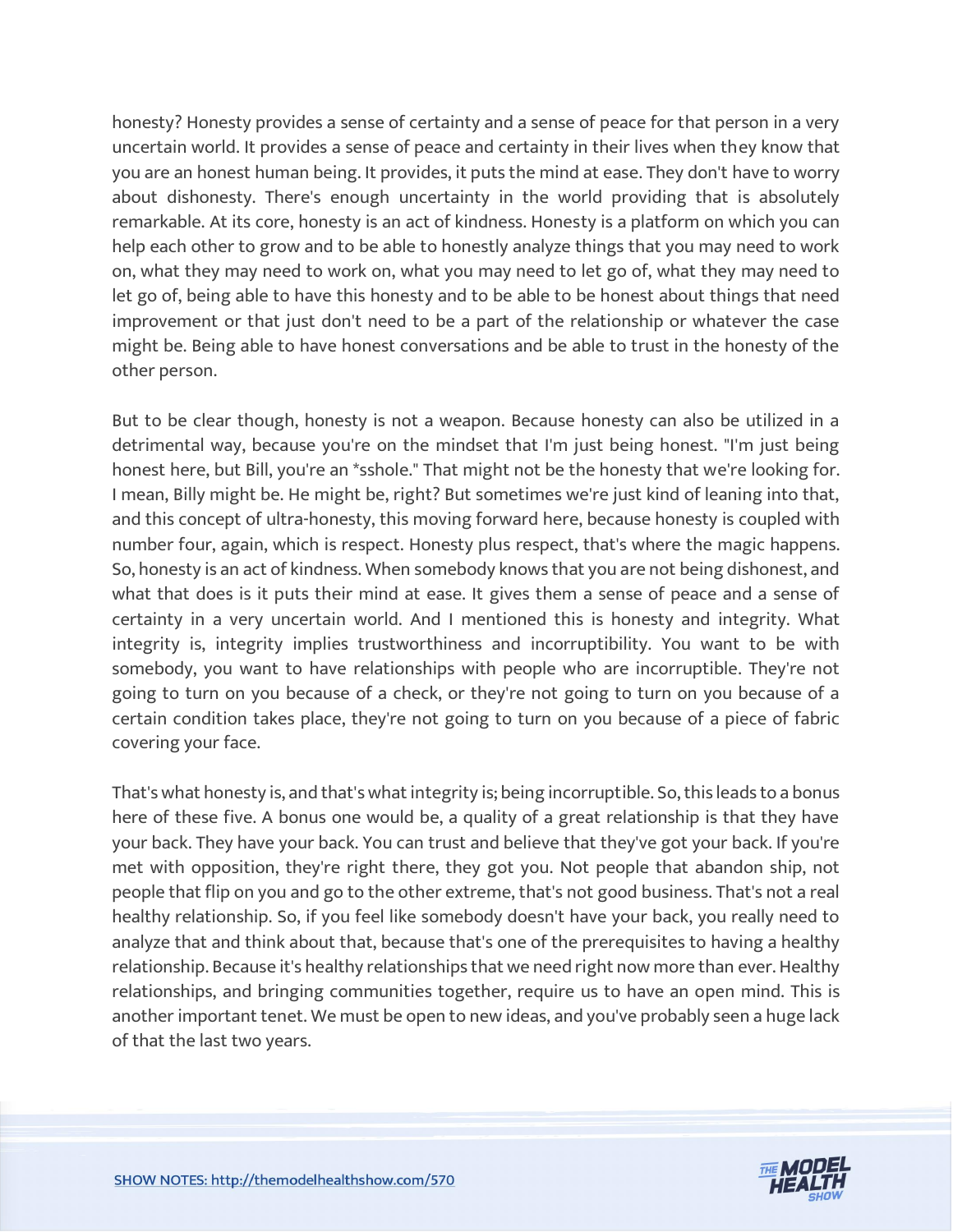honesty? Honesty provides a sense of certainty and a sense of peace for that person in a very uncertain world. It provides a sense of peace and certainty in their lives when they know that you are an honest human being. It provides, it puts the mind at ease. They don't have to worry about dishonesty. There's enough uncertainty in the world providing that is absolutely remarkable. At its core, honesty is an act of kindness. Honesty is a platform on which you can help each other to grow and to be able to honestly analyze things that you may need to work on, what they may need to work on, what you may need to let go of, what they may need to let go of, being able to have this honesty and to be able to be honest about things that need improvement or that just don't need to be a part of the relationship or whatever the case might be. Being able to have honest conversations and be able to trust in the honesty of the other person.

But to be clear though, honesty is not a weapon. Because honesty can also be utilized in a detrimental way, because you're on the mindset that I'm just being honest. "I'm just being honest here, but Bill, you're an *sshole." That might not be the honesty that we're looking for. I mean, Billy might be. He might be, right? But sometimes we're just kind of leaning into that, and this concept of ultra-honesty, this moving forward here, because honesty is coupled with number four, again, which is respect. Honesty plus respect, that's where the magic happens. So, honesty is an act of kindness. When somebody knows that you are not being dishonest, and what that does is it puts their mind at ease. It gives them a sense of peace and a sense of certainty in a very uncertain world. And I mentioned this is honesty and integrity. What integrity is, integrity implies trustworthiness and incorruptibility. You want to be with somebody, you want to have relationships with people who are incorruptible. They're not going to turn on you because of a check, or they're not going to turn on you because of a certain condition takes place, they're not going to turn on you because of a piece of fabric covering your face.

That's what honesty is, and that's what integrity is; being incorruptible. So, this leads to a bonus here of these five. A bonus one would be, a quality of a great relationship is that they have your back. They have your back. You can trust and believe that they've got your back. If you're met with opposition, they're right there, they got you. Not people that abandon ship, not people that flip on you and go to the other extreme, that's not good business. That's not a real healthy relationship. So, if you feel like somebody doesn't have your back, you really need to analyze that and think about that, because that's one of the prerequisites to having a healthy relationship. Because it's healthy relationships that we need right now more than ever. Healthy relationships, and bringing communities together, require us to have an open mind. This is another important tenet. We must be open to new ideas, and you've probably seen a huge lack of that the last two years.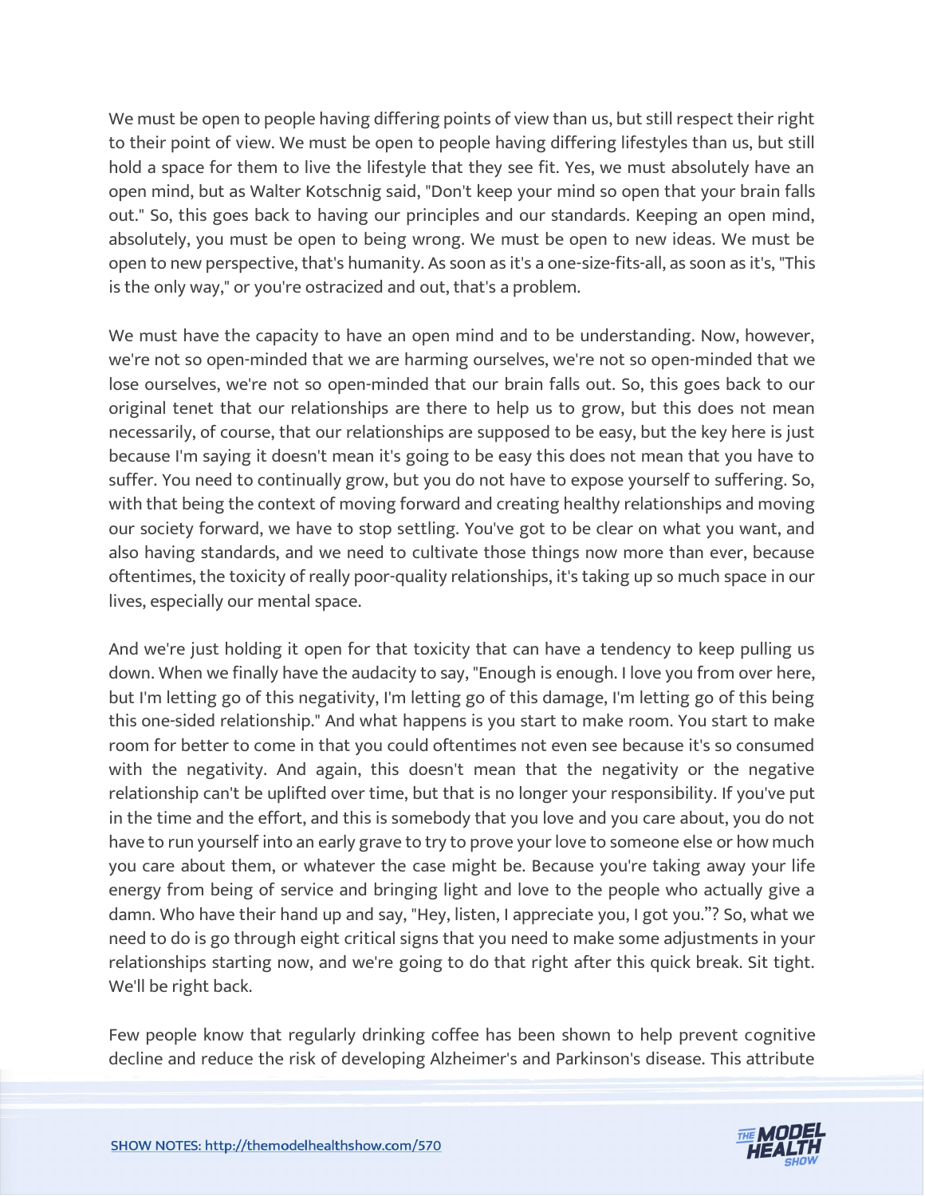We must be open to people having differing points of view than us, but still respect their right to their point of view. We must be open to people having differing lifestyles than us, but still hold a space for them to live the lifestyle that they see fit. Yes, we must absolutely have an open mind, but as Walter Kotschnig said, "Don't keep your mind so open that your brain falls out." So, this goes back to having our principles and our standards. Keeping an open mind, absolutely, you must be open to being wrong. We must be open to new ideas. We must be open to new perspective, that's humanity. As soon as it's a one-size-fits-all, as soon as it's, "This is the only way," or you're ostracized and out, that's a problem.

We must have the capacity to have an open mind and to be understanding. Now, however, we're not so open-minded that we are harming ourselves, we're not so open-minded that we lose ourselves, we're not so open-minded that our brain falls out. So, this goes back to our original tenet that our relationships are there to help us to grow, but this does not mean necessarily, of course, that our relationships are supposed to be easy, but the key here is just because I'm saying it doesn't mean it's going to be easy this does not mean that you have to suffer. You need to continually grow, but you do not have to expose yourself to suffering. So, with that being the context of moving forward and creating healthy relationships and moving our society forward, we have to stop settling. You've got to be clear on what you want, and also having standards, and we need to cultivate those things now more than ever, because oftentimes, the toxicity of really poor-quality relationships, it's taking up so much space in our lives, especially our mental space.

And we're just holding it open for that toxicity that can have a tendency to keep pulling us down. When we finally have the audacity to say, "Enough is enough. I love you from over here, but I'm letting go of this negativity, I'm letting go of this damage, I'm letting go of this being this one-sided relationship." And what happens is you start to make room. You start to make room for better to come in that you could oftentimes not even see because it's so consumed with the negativity. And again, this doesn't mean that the negativity or the negative relationship can't be uplifted over time, but that is no longer your responsibility. If you've put in the time and the effort, and this is somebody that you love and you care about, you do not have to run yourself into an early grave to try to prove your love to someone else or how much you care about them, or whatever the case might be. Because you're taking away your life energy from being of service and bringing light and love to the people who actually give a damn. Who have their hand up and say, "Hey, listen, I appreciate you, I got you."? So, what we need to do is go through eight critical signs that you need to make some adjustments in your relationships starting now, and we're going to do that right after this quick break. Sit tight. We'll be right back.

Few people know that regularly drinking coffee has been shown to help prevent cognitive decline and reduce the risk of developing Alzheimer's and Parkinson's disease. This attribute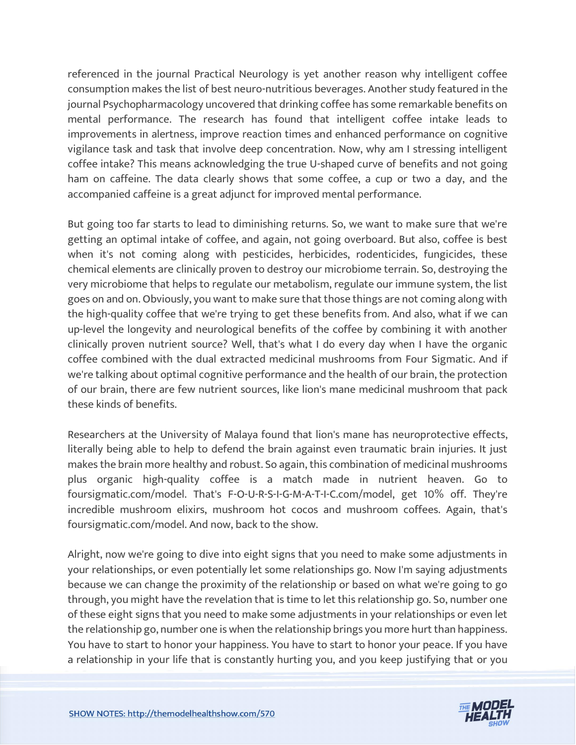referenced in the journal Practical Neurology is yet another reason why intelligent coffee consumption makes the list of best neuro-nutritious beverages. Another study featured in the journal Psychopharmacology uncovered that drinking coffee has some remarkable benefits on mental performance. The research has found that intelligent coffee intake leads to improvements in alertness, improve reaction times and enhanced performance on cognitive vigilance task and task that involve deep concentration. Now, why am I stressing intelligent coffee intake? This means acknowledging the true U-shaped curve of benefits and not going ham on caffeine. The data clearly shows that some coffee, a cup or two a day, and the accompanied caffeine is a great adjunct for improved mental performance.

But going too far starts to lead to diminishing returns. So, we want to make sure that we're getting an optimal intake of coffee, and again, not going overboard. But also, coffee is best when it's not coming along with pesticides, herbicides, rodenticides, fungicides, these chemical elements are clinically proven to destroy our microbiome terrain. So, destroying the very microbiome that helps to regulate our metabolism, regulate our immune system, the list goes on and on. Obviously, you want to make sure that those things are not coming along with the high-quality coffee that we're trying to get these benefits from. And also, what if we can up-level the longevity and neurological benefits of the coffee by combining it with another clinically proven nutrient source? Well, that's what I do every day when I have the organic coffee combined with the dual extracted medicinal mushrooms from Four Sigmatic. And if we're talking about optimal cognitive performance and the health of our brain, the protection of our brain, there are few nutrient sources, like lion's mane medicinal mushroom that pack these kinds of benefits.

Researchers at the University of Malaya found that lion's mane has neuroprotective effects, literally being able to help to defend the brain against even traumatic brain injuries. It just makes the brain more healthy and robust. So again, this combination of medicinal mushrooms plus organic high-quality coffee is a match made in nutrient heaven. Go to foursigmatic.com/model. That's F-O-U-R-S-I-G-M-A-T-I-C.com/model, get 10% off. They're incredible mushroom elixirs, mushroom hot cocos and mushroom coffees. Again, that's foursigmatic.com/model. And now, back to the show.

Alright, now we're going to dive into eight signs that you need to make some adjustments in your relationships, or even potentially let some relationships go. Now I'm saying adjustments because we can change the proximity of the relationship or based on what we're going to go through, you might have the revelation that is time to let this relationship go. So, number one of these eight signs that you need to make some adjustments in your relationships or even let the relationship go, number one is when the relationship brings you more hurt than happiness. You have to start to honor your happiness. You have to start to honor your peace. If you have a relationship in your life that is constantly hurting you, and you keep justifying that or you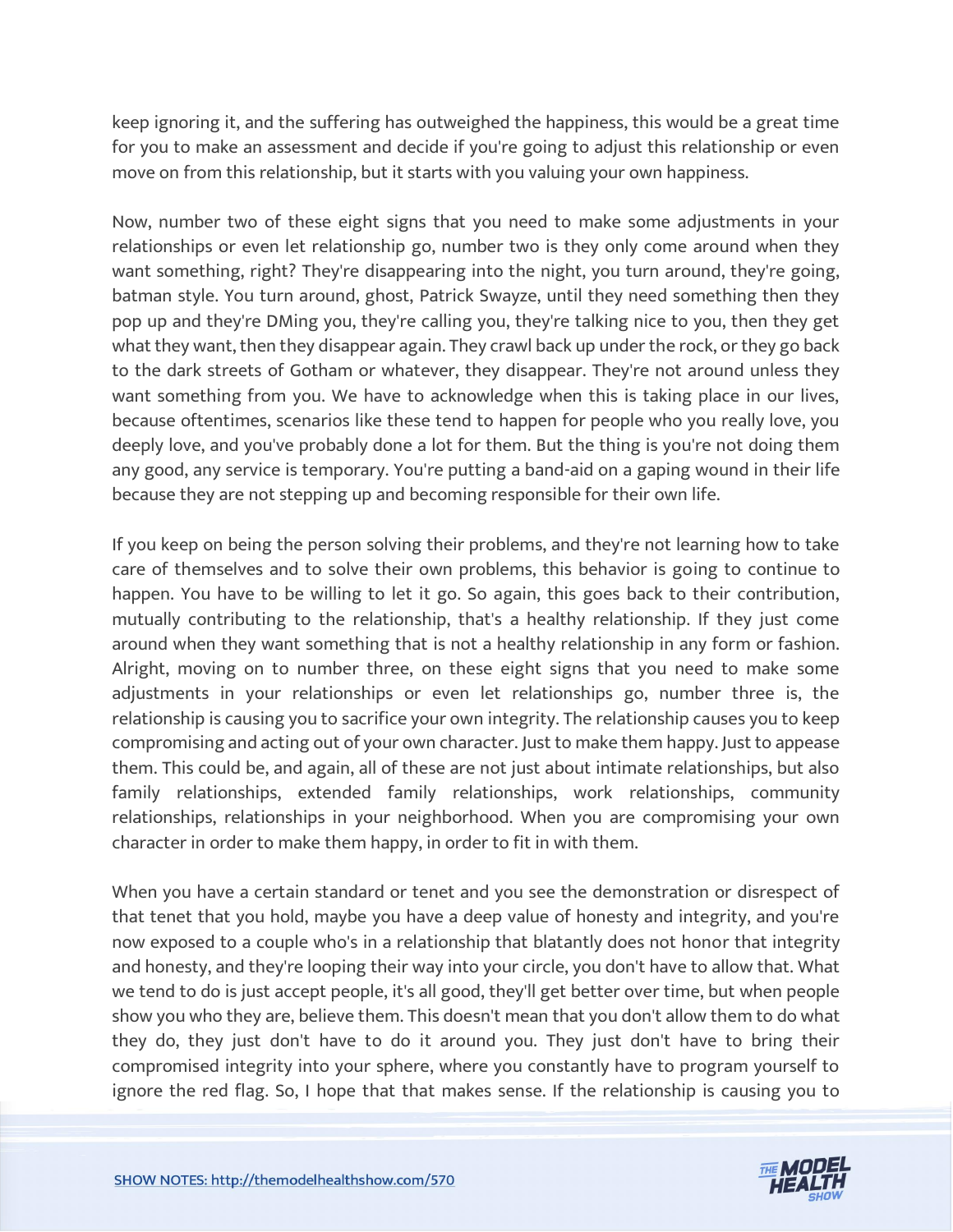keep ignoring it, and the suffering has outweighed the happiness, this would be a great time for you to make an assessment and decide if you're going to adjust this relationship or even move on from this relationship, but it starts with you valuing your own happiness.

Now, number two of these eight signs that you need to make some adjustments in your relationships or even let relationship go, number two is they only come around when they want something, right? They're disappearing into the night, you turn around, they're going, batman style. You turn around, ghost, Patrick Swayze, until they need something then they pop up and they're DMing you, they're calling you, they're talking nice to you, then they get what they want, then they disappear again. They crawl back up under the rock, or they go back to the dark streets of Gotham or whatever, they disappear. They're not around unless they want something from you. We have to acknowledge when this is taking place in our lives, because oftentimes, scenarios like these tend to happen for people who you really love, you deeply love, and you've probably done a lot for them. But the thing is you're not doing them any good, any service is temporary. You're putting a band-aid on a gaping wound in their life because they are not stepping up and becoming responsible for their own life.

If you keep on being the person solving their problems, and they're not learning how to take care of themselves and to solve their own problems, this behavior is going to continue to happen. You have to be willing to let it go. So again, this goes back to their contribution, mutually contributing to the relationship, that's a healthy relationship. If they just come around when they want something that is not a healthy relationship in any form or fashion. Alright, moving on to number three, on these eight signs that you need to make some adjustments in your relationships or even let relationships go, number three is, the relationship is causing you to sacrifice your own integrity. The relationship causes you to keep compromising and acting out of your own character. Just to make them happy. Just to appease them. This could be, and again, all of these are not just about intimate relationships, but also family relationships, extended family relationships, work relationships, community relationships, relationships in your neighborhood. When you are compromising your own character in order to make them happy, in order to fit in with them.

When you have a certain standard or tenet and you see the demonstration or disrespect of that tenet that you hold, maybe you have a deep value of honesty and integrity, and you're now exposed to a couple who's in a relationship that blatantly does not honor that integrity and honesty, and they're looping their way into your circle, you don't have to allow that. What we tend to do is just accept people, it's all good, they'll get better over time, but when people show you who they are, believe them. This doesn't mean that you don't allow them to do what they do, they just don't have to do it around you. They just don't have to bring their compromised integrity into your sphere, where you constantly have to program yourself to ignore the red flag. So, I hope that that makes sense. If the relationship is causing you to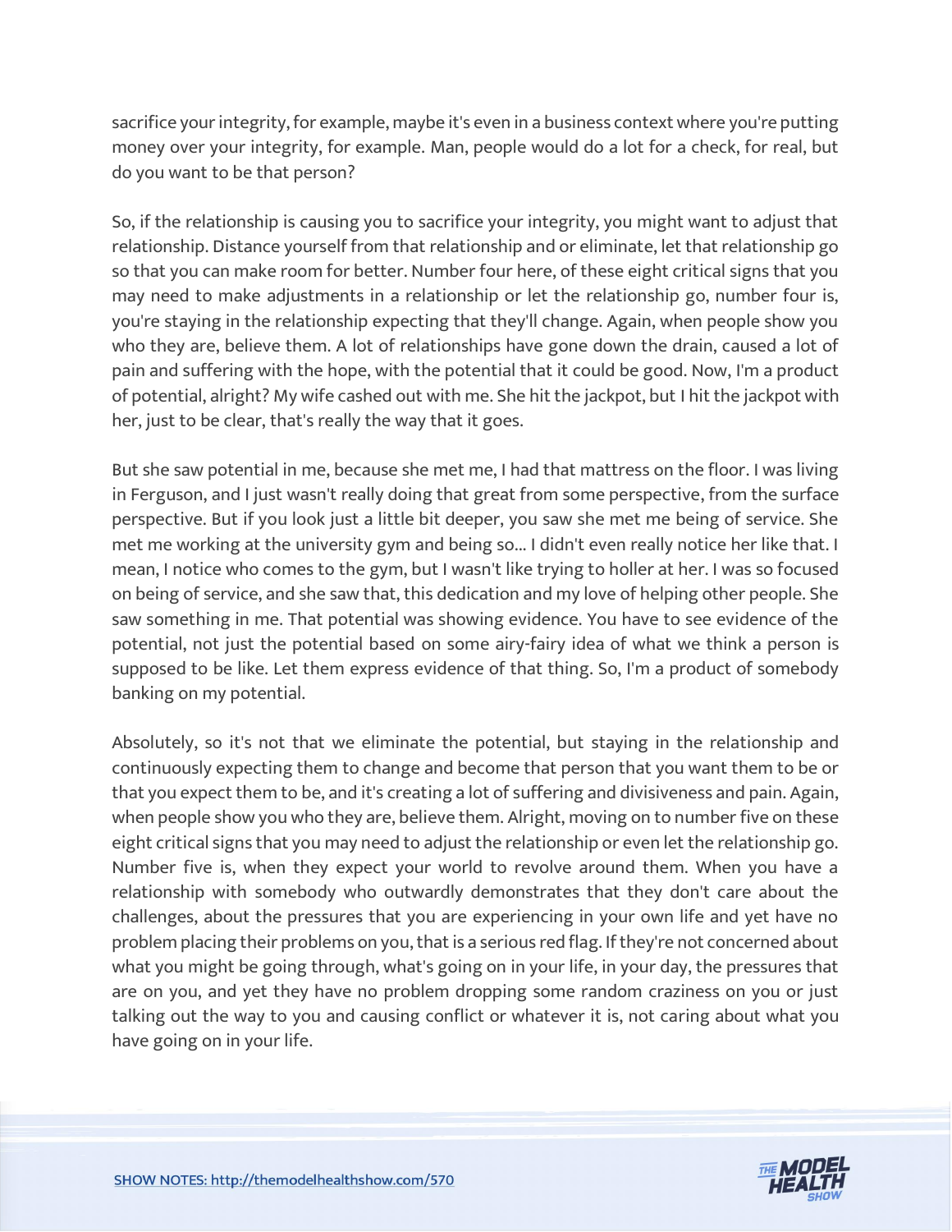sacrifice your integrity, for example, maybe it's even in a business context where you're putting money over your integrity, for example. Man, people would do a lot for a check, for real, but do you want to be that person?

So, if the relationship is causing you to sacrifice your integrity, you might want to adjust that relationship. Distance yourself from that relationship and or eliminate, let that relationship go so that you can make room for better. Number four here, of these eight critical signs that you may need to make adjustments in a relationship or let the relationship go, number four is, you're staying in the relationship expecting that they'll change. Again, when people show you who they are, believe them. A lot of relationships have gone down the drain, caused a lot of pain and suffering with the hope, with the potential that it could be good. Now, I'm a product of potential, alright? My wife cashed out with me. She hit the jackpot, but I hit the jackpot with her, just to be clear, that's really the way that it goes.

But she saw potential in me, because she met me, I had that mattress on the floor. I was living in Ferguson, and I just wasn't really doing that great from some perspective, from the surface perspective. But if you look just a little bit deeper, you saw she met me being of service. She met me working at the university gym and being so... I didn't even really notice her like that. I mean, I notice who comes to the gym, but I wasn't like trying to holler at her. I was so focused on being of service, and she saw that, this dedication and my love of helping other people. She saw something in me. That potential was showing evidence. You have to see evidence of the potential, not just the potential based on some airy-fairy idea of what we think a person is supposed to be like. Let them express evidence of that thing. So, I'm a product of somebody banking on my potential.

Absolutely, so it's not that we eliminate the potential, but staying in the relationship and continuously expecting them to change and become that person that you want them to be or that you expect them to be, and it's creating a lot of suffering and divisiveness and pain. Again, when people show you who they are, believe them. Alright, moving on to number five on these eight critical signs that you may need to adjust the relationship or even let the relationship go. Number five is, when they expect your world to revolve around them. When you have a relationship with somebody who outwardly demonstrates that they don't care about the challenges, about the pressures that you are experiencing in your own life and yet have no problem placing their problems on you, that is a serious red flag. If they're not concerned about what you might be going through, what's going on in your life, in your day, the pressures that are on you, and yet they have no problem dropping some random craziness on you or just talking out the way to you and causing conflict or whatever it is, not caring about what you have going on in your life.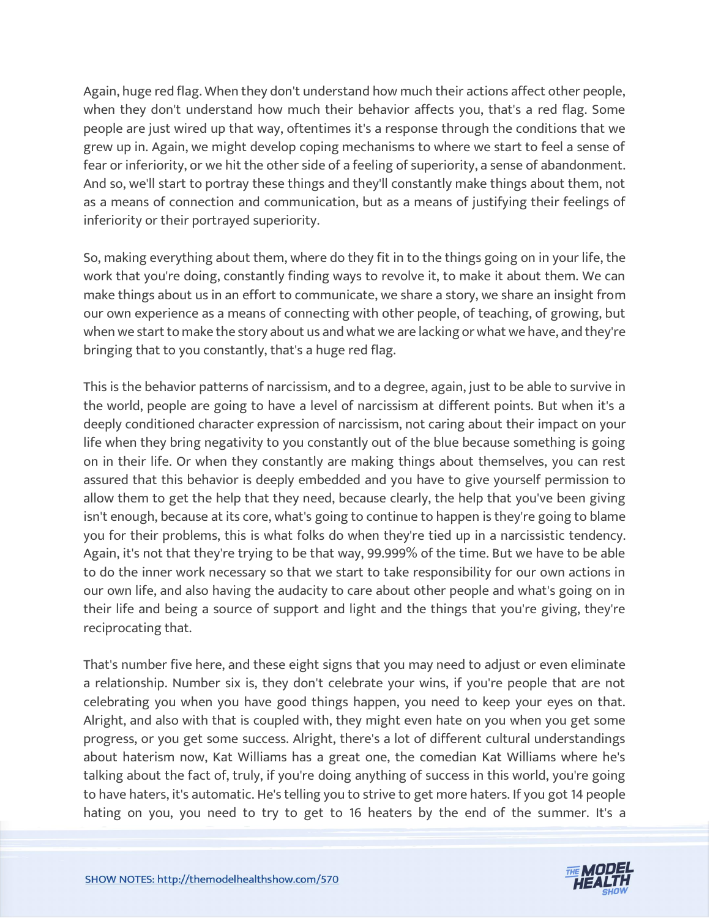Again, huge red flag. When they don't understand how much their actions affect other people, when they don't understand how much their behavior affects you, that's a red flag. Some people are just wired up that way, oftentimes it's a response through the conditions that we grew up in. Again, we might develop coping mechanisms to where we start to feel a sense of fear or inferiority, or we hit the other side of a feeling of superiority, a sense of abandonment. And so, we'll start to portray these things and they'll constantly make things about them, not as a means of connection and communication, but as a means of justifying their feelings of inferiority or their portrayed superiority.

So, making everything about them, where do they fit in to the things going on in your life, the work that you're doing, constantly finding ways to revolve it, to make it about them. We can make things about us in an effort to communicate, we share a story, we share an insight from our own experience as a means of connecting with other people, of teaching, of growing, but when we start to make the story about us and what we are lacking or what we have, and they're bringing that to you constantly, that's a huge red flag.

This is the behavior patterns of narcissism, and to a degree, again, just to be able to survive in the world, people are going to have a level of narcissism at different points. But when it's a deeply conditioned character expression of narcissism, not caring about their impact on your life when they bring negativity to you constantly out of the blue because something is going on in their life. Or when they constantly are making things about themselves, you can rest assured that this behavior is deeply embedded and you have to give yourself permission to allow them to get the help that they need, because clearly, the help that you've been giving isn't enough, because at its core, what's going to continue to happen is they're going to blame you for their problems, this is what folks do when they're tied up in a narcissistic tendency. Again, it's not that they're trying to be that way, 99.999% of the time. But we have to be able to do the inner work necessary so that we start to take responsibility for our own actions in our own life, and also having the audacity to care about other people and what's going on in their life and being a source of support and light and the things that you're giving, they're reciprocating that.

That's number five here, and these eight signs that you may need to adjust or even eliminate a relationship. Number six is, they don't celebrate your wins, if you're people that are not celebrating you when you have good things happen, you need to keep your eyes on that. Alright, and also with that is coupled with, they might even hate on you when you get some progress, or you get some success. Alright, there's a lot of different cultural understandings about haterism now, Kat Williams has a great one, the comedian Kat Williams where he's talking about the fact of, truly, if you're doing anything of success in this world, you're going to have haters, it's automatic. He's telling you to strive to get more haters. If you got 14 people hating on you, you need to try to get to 16 heaters by the end of the summer. It's a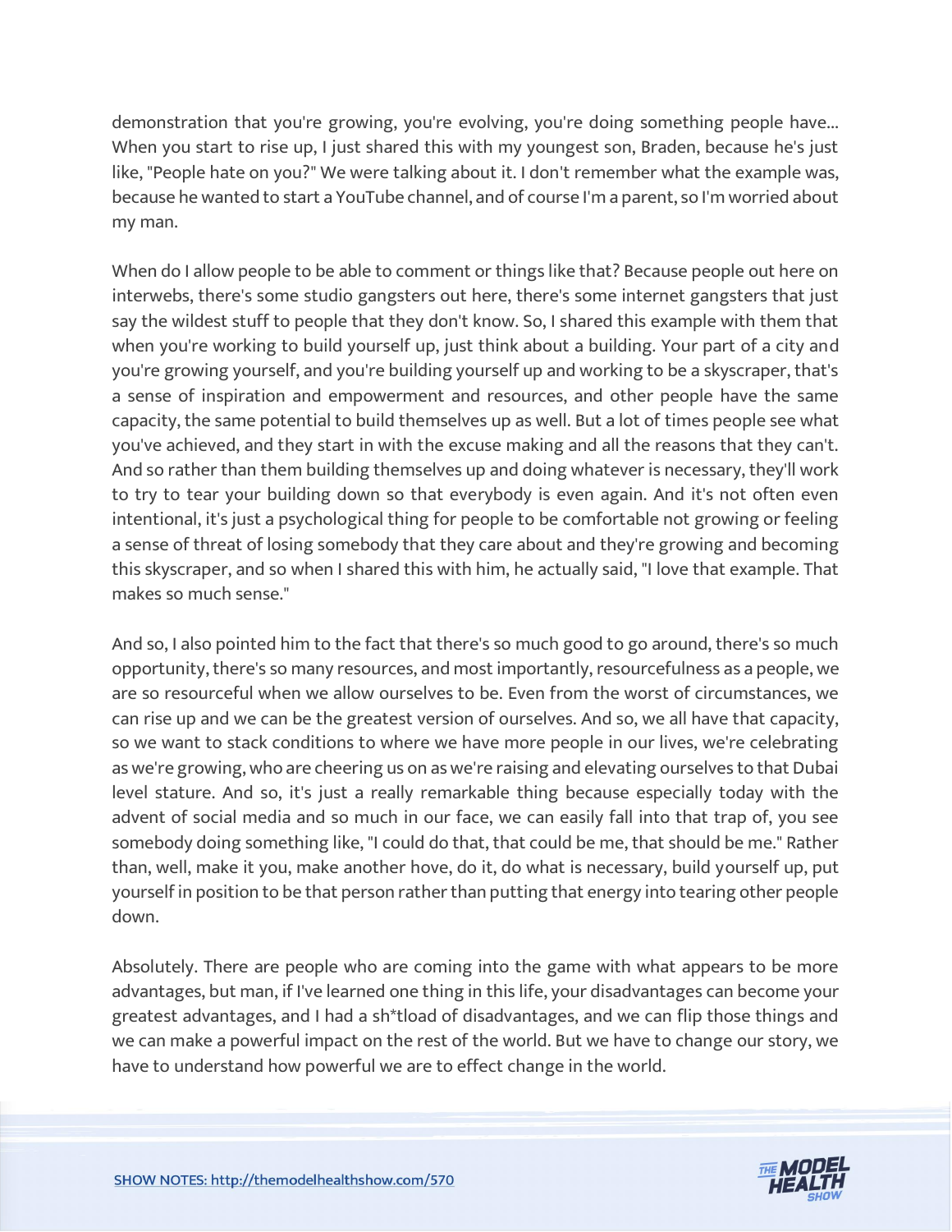demonstration that you're growing, you're evolving, you're doing something people have... When you start to rise up, I just shared this with my youngest son, Braden, because he's just like, "People hate on you?" We were talking about it. I don't remember what the example was, because he wanted to start a YouTube channel, and of course I'm a parent, so I'm worried about my man.

When do I allow people to be able to comment or things like that? Because people out here on interwebs, there's some studio gangsters out here, there's some internet gangsters that just say the wildest stuff to people that they don't know. So, I shared this example with them that when you're working to build yourself up, just think about a building. Your part of a city and you're growing yourself, and you're building yourself up and working to be a skyscraper, that's a sense of inspiration and empowerment and resources, and other people have the same capacity, the same potential to build themselves up as well. But a lot of times people see what you've achieved, and they start in with the excuse making and all the reasons that they can't. And so rather than them building themselves up and doing whatever is necessary, they'll work to try to tear your building down so that everybody is even again. And it's not often even intentional, it's just a psychological thing for people to be comfortable not growing or feeling a sense of threat of losing somebody that they care about and they're growing and becoming this skyscraper, and so when I shared this with him, he actually said, "I love that example. That makes so much sense."

And so, I also pointed him to the fact that there's so much good to go around, there's so much opportunity, there's so many resources, and most importantly, resourcefulness as a people, we are so resourceful when we allow ourselves to be. Even from the worst of circumstances, we can rise up and we can be the greatest version of ourselves. And so, we all have that capacity, so we want to stack conditions to where we have more people in our lives, we're celebrating as we're growing, who are cheering us on as we're raising and elevating ourselves to that Dubai level stature. And so, it's just a really remarkable thing because especially today with the advent of social media and so much in our face, we can easily fall into that trap of, you see somebody doing something like, "I could do that, that could be me, that should be me." Rather than, well, make it you, make another hove, do it, do what is necessary, build yourself up, put yourself in position to be that person rather than putting that energy into tearing other people down.

Absolutely. There are people who are coming into the game with what appears to be more advantages, but man, if I've learned one thing in this life, your disadvantages can become your greatest advantages, and I had a sh*tload of disadvantages, and we can flip those things and we can make a powerful impact on the rest of the world. But we have to change our story, we have to understand how powerful we are to effect change in the world.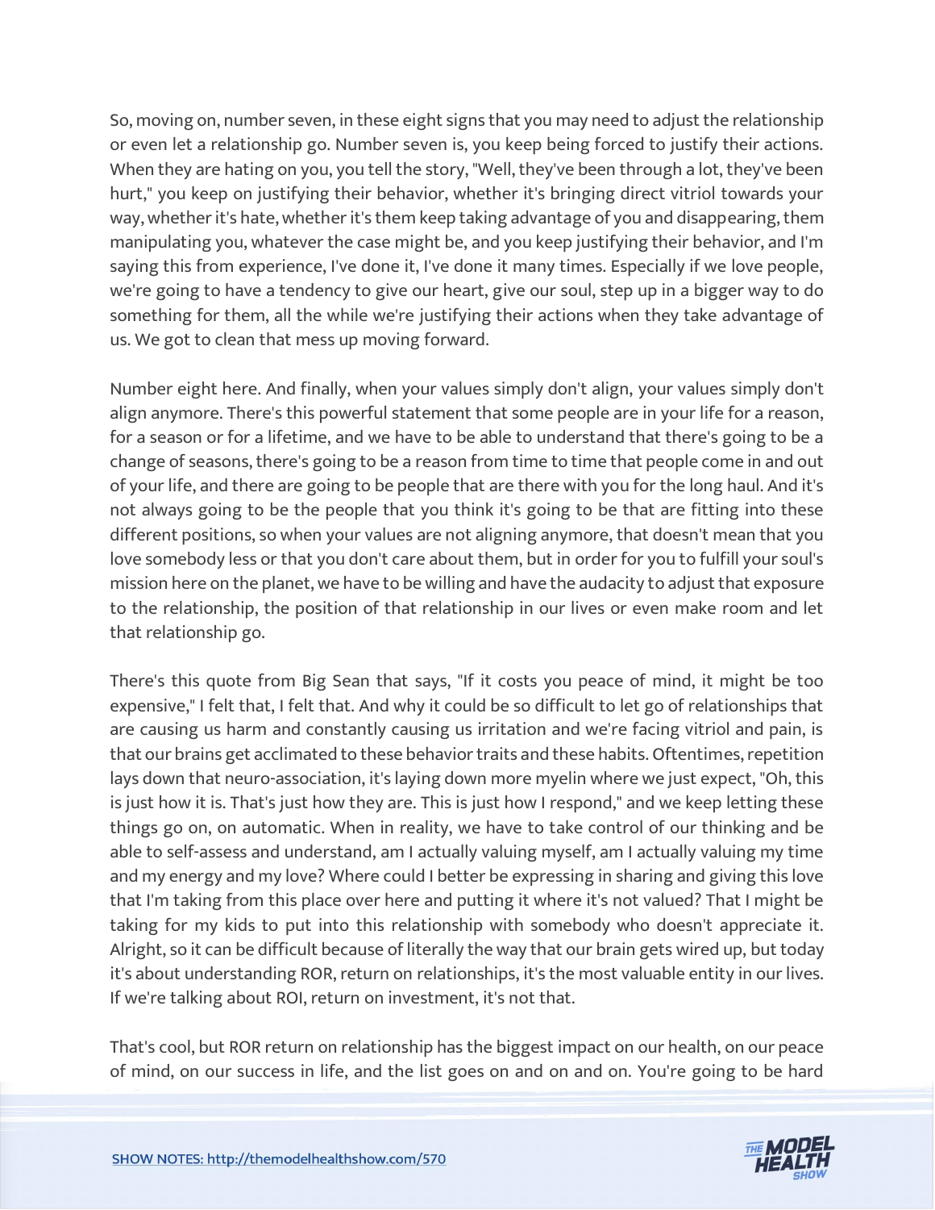So, moving on, number seven, in these eight signs that you may need to adjust the relationship or even let a relationship go. Number seven is, you keep being forced to justify their actions. When they are hating on you, you tell the story, "Well, they've been through a lot, they've been hurt," you keep on justifying their behavior, whether it's bringing direct vitriol towards your way, whether it's hate, whether it's them keep taking advantage of you and disappearing, them manipulating you, whatever the case might be, and you keep justifying their behavior, and I'm saying this from experience, I've done it, I've done it many times. Especially if we love people, we're going to have a tendency to give our heart, give our soul, step up in a bigger way to do something for them, all the while we're justifying their actions when they take advantage of us. We got to clean that mess up moving forward.

Number eight here. And finally, when your values simply don't align, your values simply don't align anymore. There's this powerful statement that some people are in your life for a reason, for a season or for a lifetime, and we have to be able to understand that there's going to be a change of seasons, there's going to be a reason from time to time that people come in and out of your life, and there are going to be people that are there with you for the long haul. And it's not always going to be the people that you think it's going to be that are fitting into these different positions, so when your values are not aligning anymore, that doesn't mean that you love somebody less or that you don't care about them, but in order for you to fulfill your soul's mission here on the planet, we have to be willing and have the audacity to adjust that exposure to the relationship, the position of that relationship in our lives or even make room and let that relationship go.

There's this quote from Big Sean that says, "If it costs you peace of mind, it might be too expensive," I felt that, I felt that. And why it could be so difficult to let go of relationships that are causing us harm and constantly causing us irritation and we're facing vitriol and pain, is that our brains get acclimated to these behavior traits and these habits. Oftentimes, repetition lays down that neuro-association, it's laying down more myelin where we just expect, "Oh, this is just how it is. That's just how they are. This is just how I respond," and we keep letting these things go on, on automatic. When in reality, we have to take control of our thinking and be able to self-assess and understand, am I actually valuing myself, am I actually valuing my time and my energy and my love? Where could I better be expressing in sharing and giving this love that I'm taking from this place over here and putting it where it's not valued? That I might be taking for my kids to put into this relationship with somebody who doesn't appreciate it. Alright, so it can be difficult because of literally the way that our brain gets wired up, but today it's about understanding ROR, return on relationships, it's the most valuable entity in our lives. If we're talking about ROI, return on investment, it's not that.

That's cool, but ROR return on relationship has the biggest impact on our health, on our peace of mind, on our success in life, and the list goes on and on and on. You're going to be hard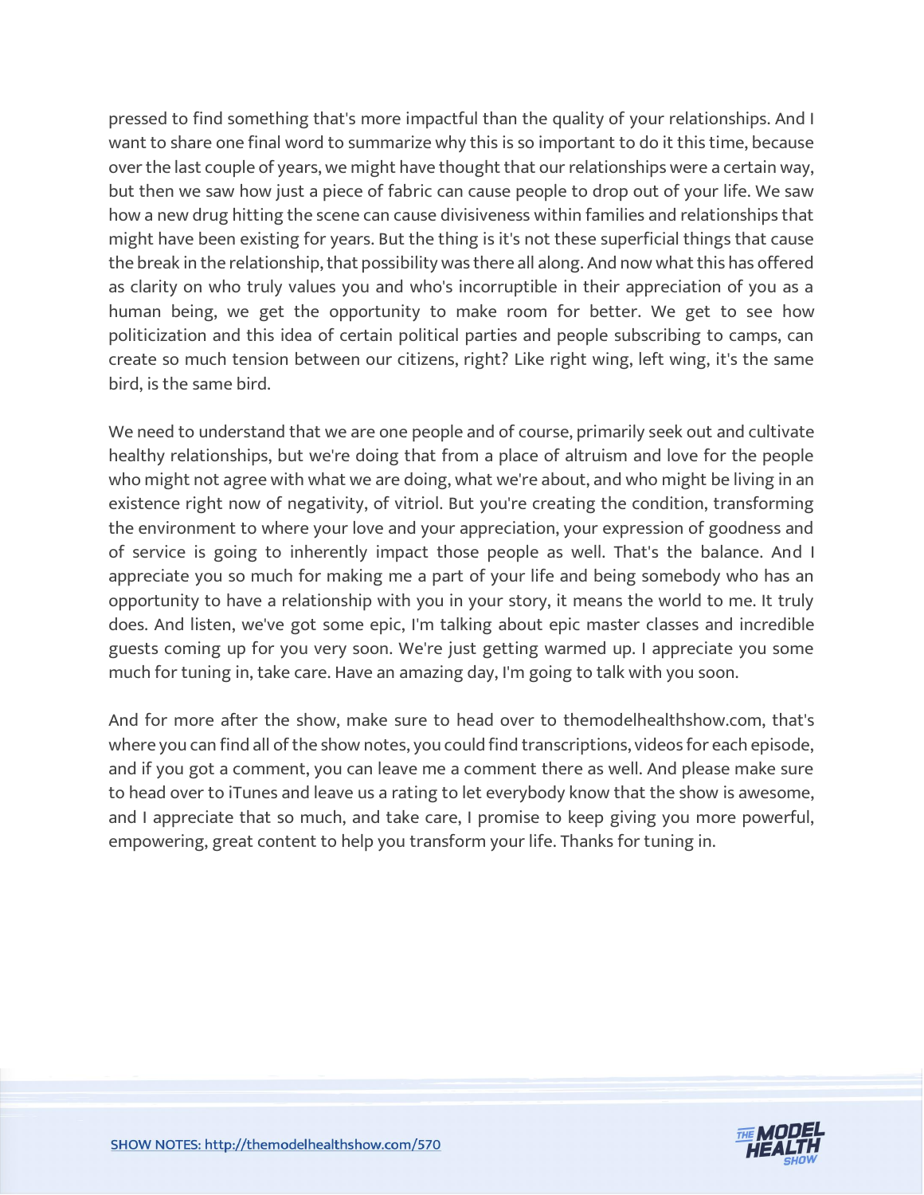pressed to find something that's more impactful than the quality of your relationships. And I want to share one final word to summarize why this is so important to do it this time, because over the last couple of years, we might have thought that our relationships were a certain way, but then we saw how just a piece of fabric can cause people to drop out of your life. We saw how a new drug hitting the scene can cause divisiveness within families and relationships that might have been existing for years. But the thing is it's not these superficial things that cause the break in the relationship, that possibility was there all along. And now what this has offered as clarity on who truly values you and who's incorruptible in their appreciation of you as a human being, we get the opportunity to make room for better. We get to see how politicization and this idea of certain political parties and people subscribing to camps, can create so much tension between our citizens, right? Like right wing, left wing, it's the same bird, is the same bird.

We need to understand that we are one people and of course, primarily seek out and cultivate healthy relationships, but we're doing that from a place of altruism and love for the people who might not agree with what we are doing, what we're about, and who might be living in an existence right now of negativity, of vitriol. But you're creating the condition, transforming the environment to where your love and your appreciation, your expression of goodness and of service is going to inherently impact those people as well. That's the balance. And I appreciate you so much for making me a part of your life and being somebody who has an opportunity to have a relationship with you in your story, it means the world to me. It truly does. And listen, we've got some epic, I'm talking about epic master classes and incredible guests coming up for you very soon. We're just getting warmed up. I appreciate you some much for tuning in, take care. Have an amazing day, I'm going to talk with you soon.

And for more after the show, make sure to head over to themodelhealthshow.com, that's where you can find all of the show notes, you could find transcriptions, videos for each episode, and if you got a comment, you can leave me a comment there as well. And please make sure to head over to iTunes and leave us a rating to let everybody know that the show is awesome, and I appreciate that so much, and take care, I promise to keep giving you more powerful, empowering, great content to help you transform your life. Thanks for tuning in.